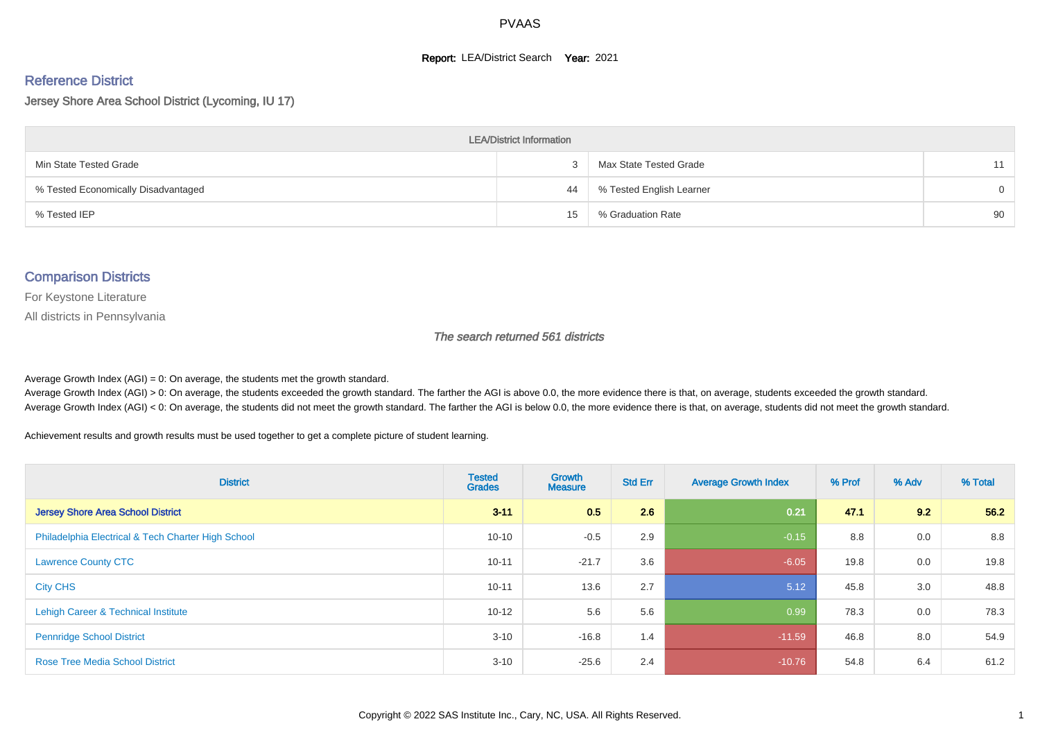# PVAAS

**Report:** LEA/District Search **Year:** 2021

## Reference District

Jersey Shore Area School District (Lycoming, IU 17)

| LEA/District Information | | | |
|---|---|---|---|
| Min State Tested Grade | 3 | Max State Tested Grade | 11 |
| % Tested Economically Disadvantaged | 44 | % Tested English Learner | 0 |
| % Tested IEP | 15 | % Graduation Rate | 90 |

## Comparison Districts

For Keystone Literature

All districts in Pennsylvania

*The search returned 561 districts*

Average Growth Index (AGI) = 0: On average, the students met the growth standard.
Average Growth Index (AGI) > 0: On average, the students exceeded the growth standard. The farther the AGI is above 0.0, the more evidence there is that, on average, students exceeded the growth standard.
Average Growth Index (AGI) < 0: On average, the students did not meet the growth standard. The farther the AGI is below 0.0, the more evidence there is that, on average, students did not meet the growth standard.

Achievement results and growth results must be used together to get a complete picture of student learning.

| District | Tested Grades | Growth Measure | Std Err | Average Growth Index | % Prof | % Adv | % Total |
|---|---|---|---|---|---|---|---|
| **Jersey Shore Area School District** | **3-11** | **0.5** | **2.6** | **0.21** | **47.1** | **9.2** | **56.2** |
| Philadelphia Electrical & Tech Charter High School | 10-10 | -0.5 | 2.9 | -0.15 | 8.8 | 0.0 | 8.8 |
| Lawrence County CTC | 10-11 | -21.7 | 3.6 | -6.05 | 19.8 | 0.0 | 19.8 |
| City CHS | 10-11 | 13.6 | 2.7 | 5.12 | 45.8 | 3.0 | 48.8 |
| Lehigh Career & Technical Institute | 10-12 | 5.6 | 5.6 | 0.99 | 78.3 | 0.0 | 78.3 |
| Pennridge School District | 3-10 | -16.8 | 1.4 | -11.59 | 46.8 | 8.0 | 54.9 |
| Rose Tree Media School District | 3-10 | -25.6 | 2.4 | -10.76 | 54.8 | 6.4 | 61.2 |

Copyright © 2022 SAS Institute Inc., Cary, NC, USA. All Rights Reserved.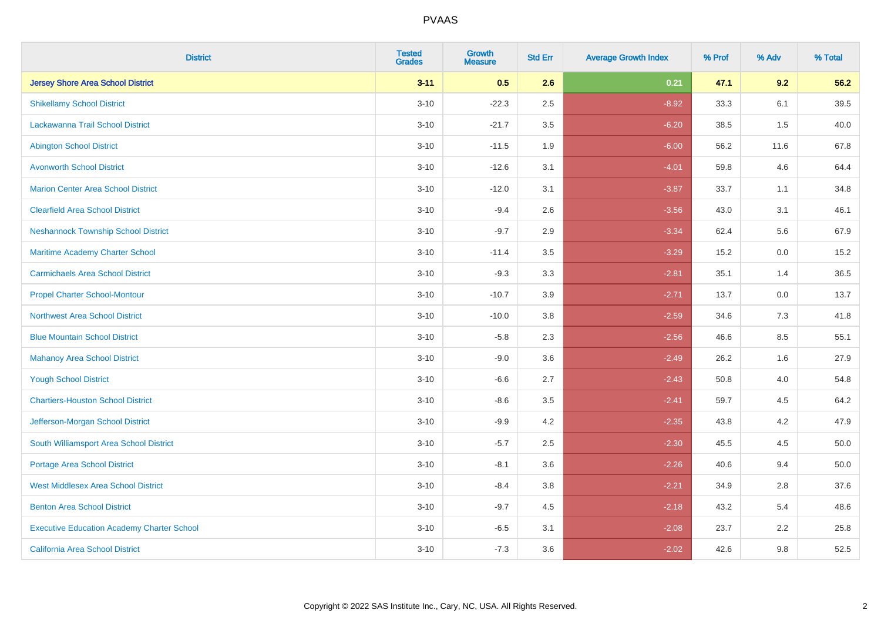# PVAAS

| District | Tested Grades | Growth Measure | Std Err | Average Growth Index | % Prof | % Adv | % Total |
|---|---|---|---|---|---|---|---|
| **Jersey Shore Area School District** | **3-11** | **0.5** | **2.6** | **0.21** | **47.1** | **9.2** | **56.2** |
| Shikellamy School District | 3-10 | -22.3 | 2.5 | -8.92 | 33.3 | 6.1 | 39.5 |
| Lackawanna Trail School District | 3-10 | -21.7 | 3.5 | -6.20 | 38.5 | 1.5 | 40.0 |
| Abington School District | 3-10 | -11.5 | 1.9 | -6.00 | 56.2 | 11.6 | 67.8 |
| Avonworth School District | 3-10 | -12.6 | 3.1 | -4.01 | 59.8 | 4.6 | 64.4 |
| Marion Center Area School District | 3-10 | -12.0 | 3.1 | -3.87 | 33.7 | 1.1 | 34.8 |
| Clearfield Area School District | 3-10 | -9.4 | 2.6 | -3.56 | 43.0 | 3.1 | 46.1 |
| Neshannock Township School District | 3-10 | -9.7 | 2.9 | -3.34 | 62.4 | 5.6 | 67.9 |
| Maritime Academy Charter School | 3-10 | -11.4 | 3.5 | -3.29 | 15.2 | 0.0 | 15.2 |
| Carmichaels Area School District | 3-10 | -9.3 | 3.3 | -2.81 | 35.1 | 1.4 | 36.5 |
| Propel Charter School-Montour | 3-10 | -10.7 | 3.9 | -2.71 | 13.7 | 0.0 | 13.7 |
| Northwest Area School District | 3-10 | -10.0 | 3.8 | -2.59 | 34.6 | 7.3 | 41.8 |
| Blue Mountain School District | 3-10 | -5.8 | 2.3 | -2.56 | 46.6 | 8.5 | 55.1 |
| Mahanoy Area School District | 3-10 | -9.0 | 3.6 | -2.49 | 26.2 | 1.6 | 27.9 |
| Yough School District | 3-10 | -6.6 | 2.7 | -2.43 | 50.8 | 4.0 | 54.8 |
| Chartiers-Houston School District | 3-10 | -8.6 | 3.5 | -2.41 | 59.7 | 4.5 | 64.2 |
| Jefferson-Morgan School District | 3-10 | -9.9 | 4.2 | -2.35 | 43.8 | 4.2 | 47.9 |
| South Williamsport Area School District | 3-10 | -5.7 | 2.5 | -2.30 | 45.5 | 4.5 | 50.0 |
| Portage Area School District | 3-10 | -8.1 | 3.6 | -2.26 | 40.6 | 9.4 | 50.0 |
| West Middlesex Area School District | 3-10 | -8.4 | 3.8 | -2.21 | 34.9 | 2.8 | 37.6 |
| Benton Area School District | 3-10 | -9.7 | 4.5 | -2.18 | 43.2 | 5.4 | 48.6 |
| Executive Education Academy Charter School | 3-10 | -6.5 | 3.1 | -2.08 | 23.7 | 2.2 | 25.8 |
| California Area School District | 3-10 | -7.3 | 3.6 | -2.02 | 42.6 | 9.8 | 52.5 |

Copyright © 2022 SAS Institute Inc., Cary, NC, USA. All Rights Reserved.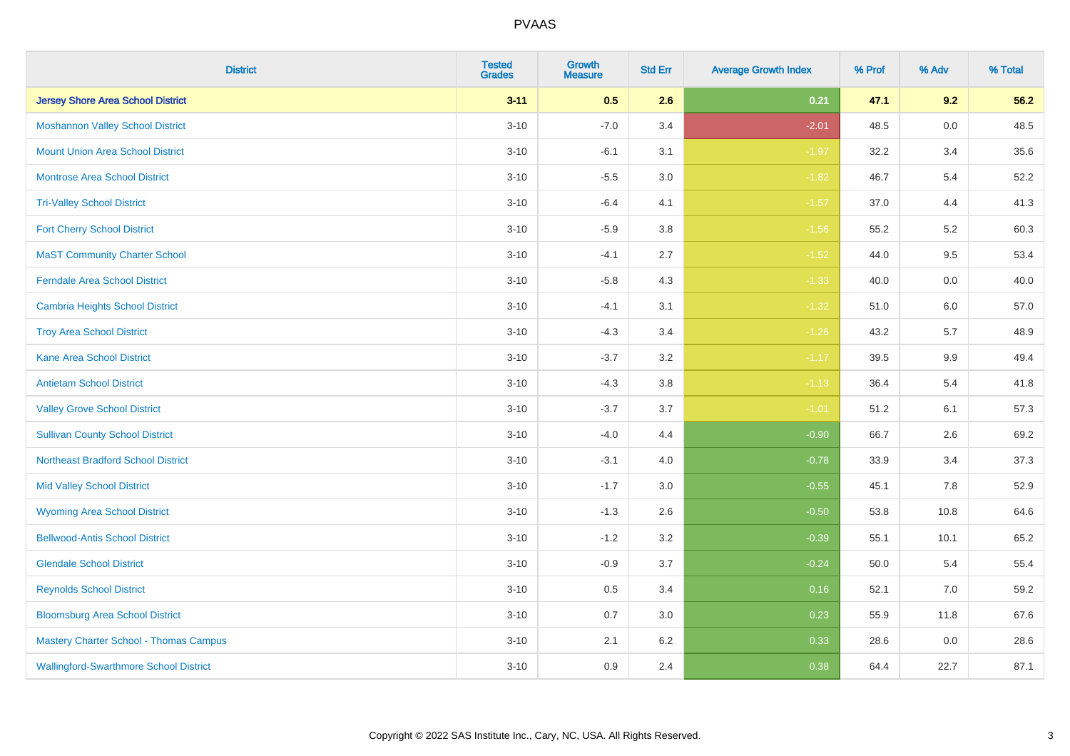# PVAAS

| District | Tested Grades | Growth Measure | Std Err | Average Growth Index | % Prof | % Adv | % Total |
|---|---|---|---|---|---|---|---|
| **Jersey Shore Area School District** | **3-11** | **0.5** | **2.6** | **0.21** | **47.1** | **9.2** | **56.2** |
| Moshannon Valley School District | 3-10 | -7.0 | 3.4 | -2.01 | 48.5 | 0.0 | 48.5 |
| Mount Union Area School District | 3-10 | -6.1 | 3.1 | -1.97 | 32.2 | 3.4 | 35.6 |
| Montrose Area School District | 3-10 | -5.5 | 3.0 | -1.82 | 46.7 | 5.4 | 52.2 |
| Tri-Valley School District | 3-10 | -6.4 | 4.1 | -1.57 | 37.0 | 4.4 | 41.3 |
| Fort Cherry School District | 3-10 | -5.9 | 3.8 | -1.56 | 55.2 | 5.2 | 60.3 |
| MaST Community Charter School | 3-10 | -4.1 | 2.7 | -1.52 | 44.0 | 9.5 | 53.4 |
| Ferndale Area School District | 3-10 | -5.8 | 4.3 | -1.33 | 40.0 | 0.0 | 40.0 |
| Cambria Heights School District | 3-10 | -4.1 | 3.1 | -1.32 | 51.0 | 6.0 | 57.0 |
| Troy Area School District | 3-10 | -4.3 | 3.4 | -1.26 | 43.2 | 5.7 | 48.9 |
| Kane Area School District | 3-10 | -3.7 | 3.2 | -1.17 | 39.5 | 9.9 | 49.4 |
| Antietam School District | 3-10 | -4.3 | 3.8 | -1.13 | 36.4 | 5.4 | 41.8 |
| Valley Grove School District | 3-10 | -3.7 | 3.7 | -1.01 | 51.2 | 6.1 | 57.3 |
| Sullivan County School District | 3-10 | -4.0 | 4.4 | -0.90 | 66.7 | 2.6 | 69.2 |
| Northeast Bradford School District | 3-10 | -3.1 | 4.0 | -0.78 | 33.9 | 3.4 | 37.3 |
| Mid Valley School District | 3-10 | -1.7 | 3.0 | -0.55 | 45.1 | 7.8 | 52.9 |
| Wyoming Area School District | 3-10 | -1.3 | 2.6 | -0.50 | 53.8 | 10.8 | 64.6 |
| Bellwood-Antis School District | 3-10 | -1.2 | 3.2 | -0.39 | 55.1 | 10.1 | 65.2 |
| Glendale School District | 3-10 | -0.9 | 3.7 | -0.24 | 50.0 | 5.4 | 55.4 |
| Reynolds School District | 3-10 | 0.5 | 3.4 | 0.16 | 52.1 | 7.0 | 59.2 |
| Bloomsburg Area School District | 3-10 | 0.7 | 3.0 | 0.23 | 55.9 | 11.8 | 67.6 |
| Mastery Charter School - Thomas Campus | 3-10 | 2.1 | 6.2 | 0.33 | 28.6 | 0.0 | 28.6 |
| Wallingford-Swarthmore School District | 3-10 | 0.9 | 2.4 | 0.38 | 64.4 | 22.7 | 87.1 |

Copyright © 2022 SAS Institute Inc., Cary, NC, USA. All Rights Reserved.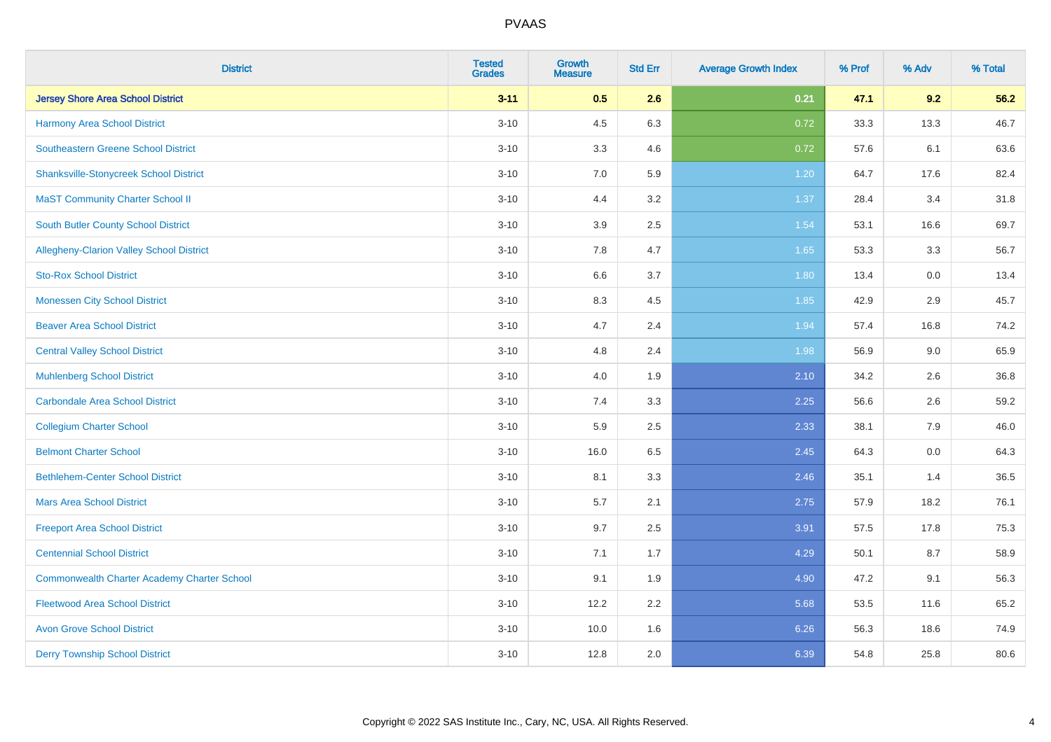| District | Tested Grades | Growth Measure | Std Err | Average Growth Index | % Prof | % Adv | % Total |
|---|---|---|---|---|---|---|---|
| **Jersey Shore Area School District** | **3-11** | **0.5** | **2.6** | **0.21** | **47.1** | **9.2** | **56.2** |
| Harmony Area School District | 3-10 | 4.5 | 6.3 | 0.72 | 33.3 | 13.3 | 46.7 |
| Southeastern Greene School District | 3-10 | 3.3 | 4.6 | 0.72 | 57.6 | 6.1 | 63.6 |
| Shanksville-Stonycreek School District | 3-10 | 7.0 | 5.9 | 1.20 | 64.7 | 17.6 | 82.4 |
| MaST Community Charter School II | 3-10 | 4.4 | 3.2 | 1.37 | 28.4 | 3.4 | 31.8 |
| South Butler County School District | 3-10 | 3.9 | 2.5 | 1.54 | 53.1 | 16.6 | 69.7 |
| Allegheny-Clarion Valley School District | 3-10 | 7.8 | 4.7 | 1.65 | 53.3 | 3.3 | 56.7 |
| Sto-Rox School District | 3-10 | 6.6 | 3.7 | 1.80 | 13.4 | 0.0 | 13.4 |
| Monessen City School District | 3-10 | 8.3 | 4.5 | 1.85 | 42.9 | 2.9 | 45.7 |
| Beaver Area School District | 3-10 | 4.7 | 2.4 | 1.94 | 57.4 | 16.8 | 74.2 |
| Central Valley School District | 3-10 | 4.8 | 2.4 | 1.98 | 56.9 | 9.0 | 65.9 |
| Muhlenberg School District | 3-10 | 4.0 | 1.9 | 2.10 | 34.2 | 2.6 | 36.8 |
| Carbondale Area School District | 3-10 | 7.4 | 3.3 | 2.25 | 56.6 | 2.6 | 59.2 |
| Collegium Charter School | 3-10 | 5.9 | 2.5 | 2.33 | 38.1 | 7.9 | 46.0 |
| Belmont Charter School | 3-10 | 16.0 | 6.5 | 2.45 | 64.3 | 0.0 | 64.3 |
| Bethlehem-Center School District | 3-10 | 8.1 | 3.3 | 2.46 | 35.1 | 1.4 | 36.5 |
| Mars Area School District | 3-10 | 5.7 | 2.1 | 2.75 | 57.9 | 18.2 | 76.1 |
| Freeport Area School District | 3-10 | 9.7 | 2.5 | 3.91 | 57.5 | 17.8 | 75.3 |
| Centennial School District | 3-10 | 7.1 | 1.7 | 4.29 | 50.1 | 8.7 | 58.9 |
| Commonwealth Charter Academy Charter School | 3-10 | 9.1 | 1.9 | 4.90 | 47.2 | 9.1 | 56.3 |
| Fleetwood Area School District | 3-10 | 12.2 | 2.2 | 5.68 | 53.5 | 11.6 | 65.2 |
| Avon Grove School District | 3-10 | 10.0 | 1.6 | 6.26 | 56.3 | 18.6 | 74.9 |
| Derry Township School District | 3-10 | 12.8 | 2.0 | 6.39 | 54.8 | 25.8 | 80.6 |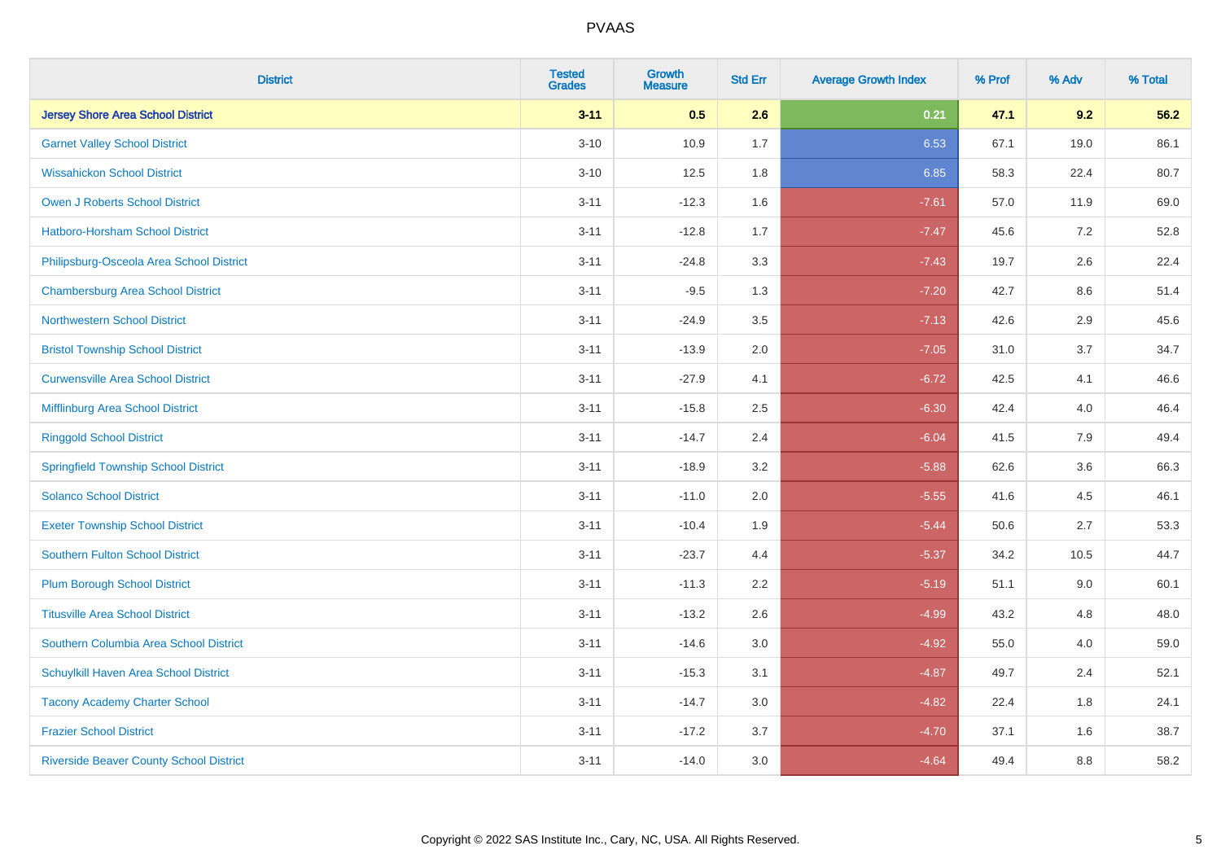# PVAAS

| District | Tested Grades | Growth Measure | Std Err | Average Growth Index | % Prof | % Adv | % Total |
|---|---|---|---|---|---|---|---|
| **Jersey Shore Area School District** | **3-11** | **0.5** | **2.6** | **0.21** | **47.1** | **9.2** | **56.2** |
| Garnet Valley School District | 3-10 | 10.9 | 1.7 | 6.53 | 67.1 | 19.0 | 86.1 |
| Wissahickon School District | 3-10 | 12.5 | 1.8 | 6.85 | 58.3 | 22.4 | 80.7 |
| Owen J Roberts School District | 3-11 | -12.3 | 1.6 | -7.61 | 57.0 | 11.9 | 69.0 |
| Hatboro-Horsham School District | 3-11 | -12.8 | 1.7 | -7.47 | 45.6 | 7.2 | 52.8 |
| Philipsburg-Osceola Area School District | 3-11 | -24.8 | 3.3 | -7.43 | 19.7 | 2.6 | 22.4 |
| Chambersburg Area School District | 3-11 | -9.5 | 1.3 | -7.20 | 42.7 | 8.6 | 51.4 |
| Northwestern School District | 3-11 | -24.9 | 3.5 | -7.13 | 42.6 | 2.9 | 45.6 |
| Bristol Township School District | 3-11 | -13.9 | 2.0 | -7.05 | 31.0 | 3.7 | 34.7 |
| Curwensville Area School District | 3-11 | -27.9 | 4.1 | -6.72 | 42.5 | 4.1 | 46.6 |
| Mifflinburg Area School District | 3-11 | -15.8 | 2.5 | -6.30 | 42.4 | 4.0 | 46.4 |
| Ringgold School District | 3-11 | -14.7 | 2.4 | -6.04 | 41.5 | 7.9 | 49.4 |
| Springfield Township School District | 3-11 | -18.9 | 3.2 | -5.88 | 62.6 | 3.6 | 66.3 |
| Solanco School District | 3-11 | -11.0 | 2.0 | -5.55 | 41.6 | 4.5 | 46.1 |
| Exeter Township School District | 3-11 | -10.4 | 1.9 | -5.44 | 50.6 | 2.7 | 53.3 |
| Southern Fulton School District | 3-11 | -23.7 | 4.4 | -5.37 | 34.2 | 10.5 | 44.7 |
| Plum Borough School District | 3-11 | -11.3 | 2.2 | -5.19 | 51.1 | 9.0 | 60.1 |
| Titusville Area School District | 3-11 | -13.2 | 2.6 | -4.99 | 43.2 | 4.8 | 48.0 |
| Southern Columbia Area School District | 3-11 | -14.6 | 3.0 | -4.92 | 55.0 | 4.0 | 59.0 |
| Schuylkill Haven Area School District | 3-11 | -15.3 | 3.1 | -4.87 | 49.7 | 2.4 | 52.1 |
| Tacony Academy Charter School | 3-11 | -14.7 | 3.0 | -4.82 | 22.4 | 1.8 | 24.1 |
| Frazier School District | 3-11 | -17.2 | 3.7 | -4.70 | 37.1 | 1.6 | 38.7 |
| Riverside Beaver County School District | 3-11 | -14.0 | 3.0 | -4.64 | 49.4 | 8.8 | 58.2 |

Copyright © 2022 SAS Institute Inc., Cary, NC, USA. All Rights Reserved.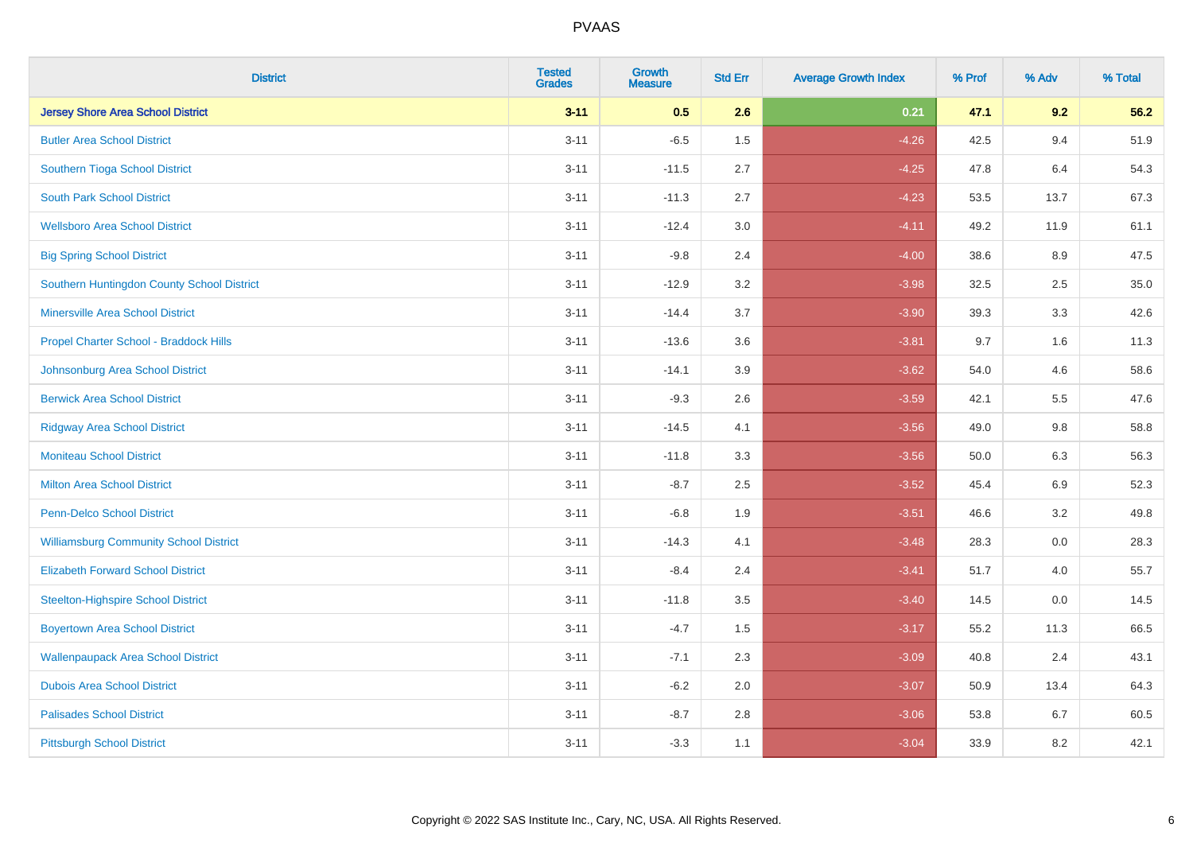| District | Tested Grades | Growth Measure | Std Err | Average Growth Index | % Prof | % Adv | % Total |
|---|---|---|---|---|---|---|---|
| **Jersey Shore Area School District** | **3-11** | **0.5** | **2.6** | **0.21** | **47.1** | **9.2** | **56.2** |
| Butler Area School District | 3-11 | -6.5 | 1.5 | -4.26 | 42.5 | 9.4 | 51.9 |
| Southern Tioga School District | 3-11 | -11.5 | 2.7 | -4.25 | 47.8 | 6.4 | 54.3 |
| South Park School District | 3-11 | -11.3 | 2.7 | -4.23 | 53.5 | 13.7 | 67.3 |
| Wellsboro Area School District | 3-11 | -12.4 | 3.0 | -4.11 | 49.2 | 11.9 | 61.1 |
| Big Spring School District | 3-11 | -9.8 | 2.4 | -4.00 | 38.6 | 8.9 | 47.5 |
| Southern Huntingdon County School District | 3-11 | -12.9 | 3.2 | -3.98 | 32.5 | 2.5 | 35.0 |
| Minersville Area School District | 3-11 | -14.4 | 3.7 | -3.90 | 39.3 | 3.3 | 42.6 |
| Propel Charter School - Braddock Hills | 3-11 | -13.6 | 3.6 | -3.81 | 9.7 | 1.6 | 11.3 |
| Johnsonburg Area School District | 3-11 | -14.1 | 3.9 | -3.62 | 54.0 | 4.6 | 58.6 |
| Berwick Area School District | 3-11 | -9.3 | 2.6 | -3.59 | 42.1 | 5.5 | 47.6 |
| Ridgway Area School District | 3-11 | -14.5 | 4.1 | -3.56 | 49.0 | 9.8 | 58.8 |
| Moniteau School District | 3-11 | -11.8 | 3.3 | -3.56 | 50.0 | 6.3 | 56.3 |
| Milton Area School District | 3-11 | -8.7 | 2.5 | -3.52 | 45.4 | 6.9 | 52.3 |
| Penn-Delco School District | 3-11 | -6.8 | 1.9 | -3.51 | 46.6 | 3.2 | 49.8 |
| Williamsburg Community School District | 3-11 | -14.3 | 4.1 | -3.48 | 28.3 | 0.0 | 28.3 |
| Elizabeth Forward School District | 3-11 | -8.4 | 2.4 | -3.41 | 51.7 | 4.0 | 55.7 |
| Steelton-Highspire School District | 3-11 | -11.8 | 3.5 | -3.40 | 14.5 | 0.0 | 14.5 |
| Boyertown Area School District | 3-11 | -4.7 | 1.5 | -3.17 | 55.2 | 11.3 | 66.5 |
| Wallenpaupack Area School District | 3-11 | -7.1 | 2.3 | -3.09 | 40.8 | 2.4 | 43.1 |
| Dubois Area School District | 3-11 | -6.2 | 2.0 | -3.07 | 50.9 | 13.4 | 64.3 |
| Palisades School District | 3-11 | -8.7 | 2.8 | -3.06 | 53.8 | 6.7 | 60.5 |
| Pittsburgh School District | 3-11 | -3.3 | 1.1 | -3.04 | 33.9 | 8.2 | 42.1 |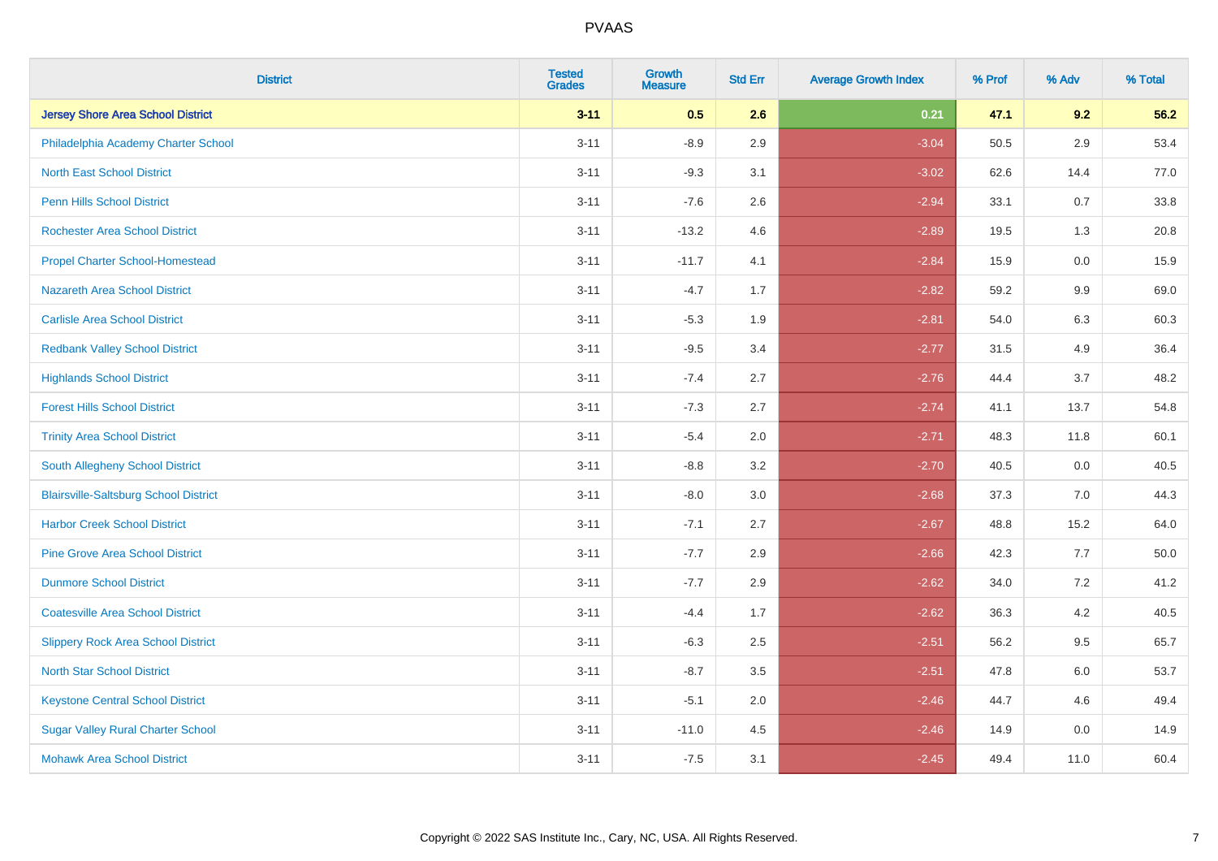| District | Tested Grades | Growth Measure | Std Err | Average Growth Index | % Prof | % Adv | % Total |
|---|---|---|---|---|---|---|---|
| **Jersey Shore Area School District** | **3-11** | **0.5** | **2.6** | **0.21** | **47.1** | **9.2** | **56.2** |
| Philadelphia Academy Charter School | 3-11 | -8.9 | 2.9 | -3.04 | 50.5 | 2.9 | 53.4 |
| North East School District | 3-11 | -9.3 | 3.1 | -3.02 | 62.6 | 14.4 | 77.0 |
| Penn Hills School District | 3-11 | -7.6 | 2.6 | -2.94 | 33.1 | 0.7 | 33.8 |
| Rochester Area School District | 3-11 | -13.2 | 4.6 | -2.89 | 19.5 | 1.3 | 20.8 |
| Propel Charter School-Homestead | 3-11 | -11.7 | 4.1 | -2.84 | 15.9 | 0.0 | 15.9 |
| Nazareth Area School District | 3-11 | -4.7 | 1.7 | -2.82 | 59.2 | 9.9 | 69.0 |
| Carlisle Area School District | 3-11 | -5.3 | 1.9 | -2.81 | 54.0 | 6.3 | 60.3 |
| Redbank Valley School District | 3-11 | -9.5 | 3.4 | -2.77 | 31.5 | 4.9 | 36.4 |
| Highlands School District | 3-11 | -7.4 | 2.7 | -2.76 | 44.4 | 3.7 | 48.2 |
| Forest Hills School District | 3-11 | -7.3 | 2.7 | -2.74 | 41.1 | 13.7 | 54.8 |
| Trinity Area School District | 3-11 | -5.4 | 2.0 | -2.71 | 48.3 | 11.8 | 60.1 |
| South Allegheny School District | 3-11 | -8.8 | 3.2 | -2.70 | 40.5 | 0.0 | 40.5 |
| Blairsville-Saltsburg School District | 3-11 | -8.0 | 3.0 | -2.68 | 37.3 | 7.0 | 44.3 |
| Harbor Creek School District | 3-11 | -7.1 | 2.7 | -2.67 | 48.8 | 15.2 | 64.0 |
| Pine Grove Area School District | 3-11 | -7.7 | 2.9 | -2.66 | 42.3 | 7.7 | 50.0 |
| Dunmore School District | 3-11 | -7.7 | 2.9 | -2.62 | 34.0 | 7.2 | 41.2 |
| Coatesville Area School District | 3-11 | -4.4 | 1.7 | -2.62 | 36.3 | 4.2 | 40.5 |
| Slippery Rock Area School District | 3-11 | -6.3 | 2.5 | -2.51 | 56.2 | 9.5 | 65.7 |
| North Star School District | 3-11 | -8.7 | 3.5 | -2.51 | 47.8 | 6.0 | 53.7 |
| Keystone Central School District | 3-11 | -5.1 | 2.0 | -2.46 | 44.7 | 4.6 | 49.4 |
| Sugar Valley Rural Charter School | 3-11 | -11.0 | 4.5 | -2.46 | 14.9 | 0.0 | 14.9 |
| Mohawk Area School District | 3-11 | -7.5 | 3.1 | -2.45 | 49.4 | 11.0 | 60.4 |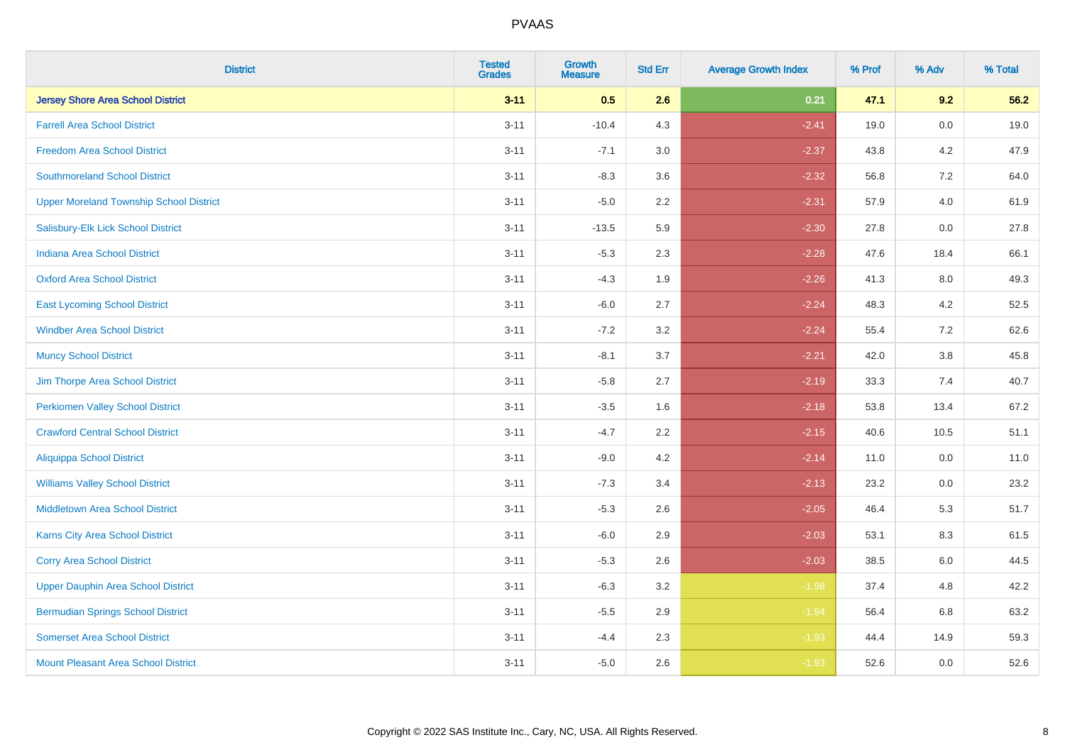# PVAAS

| District | Tested Grades | Growth Measure | Std Err | Average Growth Index | % Prof | % Adv | % Total |
|---|---|---|---|---|---|---|---|
| **Jersey Shore Area School District** | **3-11** | **0.5** | **2.6** | **0.21** | **47.1** | **9.2** | **56.2** |
| Farrell Area School District | 3-11 | -10.4 | 4.3 | -2.41 | 19.0 | 0.0 | 19.0 |
| Freedom Area School District | 3-11 | -7.1 | 3.0 | -2.37 | 43.8 | 4.2 | 47.9 |
| Southmoreland School District | 3-11 | -8.3 | 3.6 | -2.32 | 56.8 | 7.2 | 64.0 |
| Upper Moreland Township School District | 3-11 | -5.0 | 2.2 | -2.31 | 57.9 | 4.0 | 61.9 |
| Salisbury-Elk Lick School District | 3-11 | -13.5 | 5.9 | -2.30 | 27.8 | 0.0 | 27.8 |
| Indiana Area School District | 3-11 | -5.3 | 2.3 | -2.28 | 47.6 | 18.4 | 66.1 |
| Oxford Area School District | 3-11 | -4.3 | 1.9 | -2.26 | 41.3 | 8.0 | 49.3 |
| East Lycoming School District | 3-11 | -6.0 | 2.7 | -2.24 | 48.3 | 4.2 | 52.5 |
| Windber Area School District | 3-11 | -7.2 | 3.2 | -2.24 | 55.4 | 7.2 | 62.6 |
| Muncy School District | 3-11 | -8.1 | 3.7 | -2.21 | 42.0 | 3.8 | 45.8 |
| Jim Thorpe Area School District | 3-11 | -5.8 | 2.7 | -2.19 | 33.3 | 7.4 | 40.7 |
| Perkiomen Valley School District | 3-11 | -3.5 | 1.6 | -2.18 | 53.8 | 13.4 | 67.2 |
| Crawford Central School District | 3-11 | -4.7 | 2.2 | -2.15 | 40.6 | 10.5 | 51.1 |
| Aliquippa School District | 3-11 | -9.0 | 4.2 | -2.14 | 11.0 | 0.0 | 11.0 |
| Williams Valley School District | 3-11 | -7.3 | 3.4 | -2.13 | 23.2 | 0.0 | 23.2 |
| Middletown Area School District | 3-11 | -5.3 | 2.6 | -2.05 | 46.4 | 5.3 | 51.7 |
| Karns City Area School District | 3-11 | -6.0 | 2.9 | -2.03 | 53.1 | 8.3 | 61.5 |
| Corry Area School District | 3-11 | -5.3 | 2.6 | -2.03 | 38.5 | 6.0 | 44.5 |
| Upper Dauphin Area School District | 3-11 | -6.3 | 3.2 | -1.98 | 37.4 | 4.8 | 42.2 |
| Bermudian Springs School District | 3-11 | -5.5 | 2.9 | -1.94 | 56.4 | 6.8 | 63.2 |
| Somerset Area School District | 3-11 | -4.4 | 2.3 | -1.93 | 44.4 | 14.9 | 59.3 |
| Mount Pleasant Area School District | 3-11 | -5.0 | 2.6 | -1.93 | 52.6 | 0.0 | 52.6 |

Copyright © 2022 SAS Institute Inc., Cary, NC, USA. All Rights Reserved.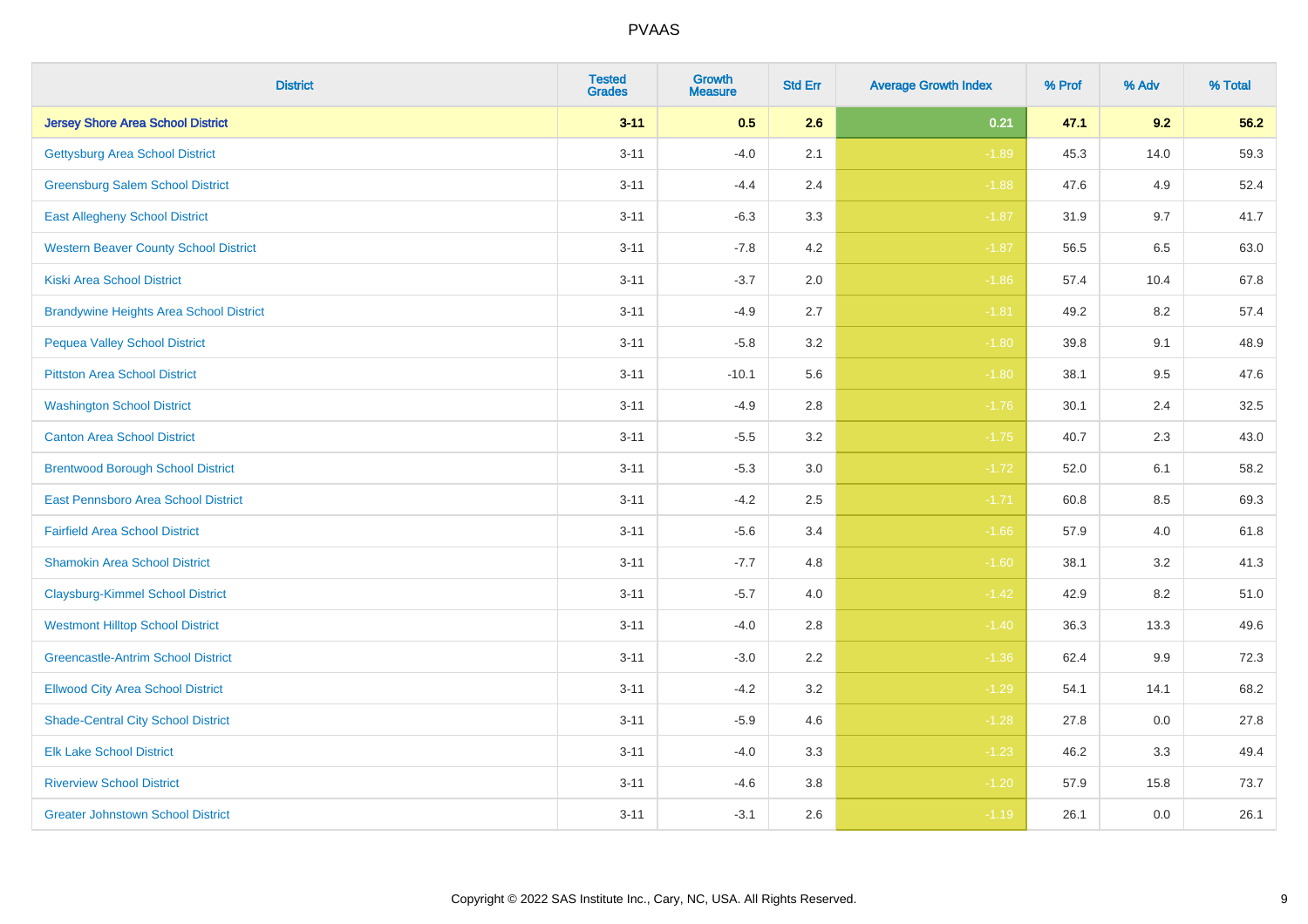# PVAAS

| District | Tested Grades | Growth Measure | Std Err | Average Growth Index | % Prof | % Adv | % Total |
|---|---|---|---|---|---|---|---|
| **Jersey Shore Area School District** | **3-11** | **0.5** | **2.6** | **0.21** | **47.1** | **9.2** | **56.2** |
| Gettysburg Area School District | 3-11 | -4.0 | 2.1 | -1.89 | 45.3 | 14.0 | 59.3 |
| Greensburg Salem School District | 3-11 | -4.4 | 2.4 | -1.88 | 47.6 | 4.9 | 52.4 |
| East Allegheny School District | 3-11 | -6.3 | 3.3 | -1.87 | 31.9 | 9.7 | 41.7 |
| Western Beaver County School District | 3-11 | -7.8 | 4.2 | -1.87 | 56.5 | 6.5 | 63.0 |
| Kiski Area School District | 3-11 | -3.7 | 2.0 | -1.86 | 57.4 | 10.4 | 67.8 |
| Brandywine Heights Area School District | 3-11 | -4.9 | 2.7 | -1.81 | 49.2 | 8.2 | 57.4 |
| Pequea Valley School District | 3-11 | -5.8 | 3.2 | -1.80 | 39.8 | 9.1 | 48.9 |
| Pittston Area School District | 3-11 | -10.1 | 5.6 | -1.80 | 38.1 | 9.5 | 47.6 |
| Washington School District | 3-11 | -4.9 | 2.8 | -1.76 | 30.1 | 2.4 | 32.5 |
| Canton Area School District | 3-11 | -5.5 | 3.2 | -1.75 | 40.7 | 2.3 | 43.0 |
| Brentwood Borough School District | 3-11 | -5.3 | 3.0 | -1.72 | 52.0 | 6.1 | 58.2 |
| East Pennsboro Area School District | 3-11 | -4.2 | 2.5 | -1.71 | 60.8 | 8.5 | 69.3 |
| Fairfield Area School District | 3-11 | -5.6 | 3.4 | -1.66 | 57.9 | 4.0 | 61.8 |
| Shamokin Area School District | 3-11 | -7.7 | 4.8 | -1.60 | 38.1 | 3.2 | 41.3 |
| Claysburg-Kimmel School District | 3-11 | -5.7 | 4.0 | -1.42 | 42.9 | 8.2 | 51.0 |
| Westmont Hilltop School District | 3-11 | -4.0 | 2.8 | -1.40 | 36.3 | 13.3 | 49.6 |
| Greencastle-Antrim School District | 3-11 | -3.0 | 2.2 | -1.36 | 62.4 | 9.9 | 72.3 |
| Ellwood City Area School District | 3-11 | -4.2 | 3.2 | -1.29 | 54.1 | 14.1 | 68.2 |
| Shade-Central City School District | 3-11 | -5.9 | 4.6 | -1.28 | 27.8 | 0.0 | 27.8 |
| Elk Lake School District | 3-11 | -4.0 | 3.3 | -1.23 | 46.2 | 3.3 | 49.4 |
| Riverview School District | 3-11 | -4.6 | 3.8 | -1.20 | 57.9 | 15.8 | 73.7 |
| Greater Johnstown School District | 3-11 | -3.1 | 2.6 | -1.19 | 26.1 | 0.0 | 26.1 |

Copyright © 2022 SAS Institute Inc., Cary, NC, USA. All Rights Reserved.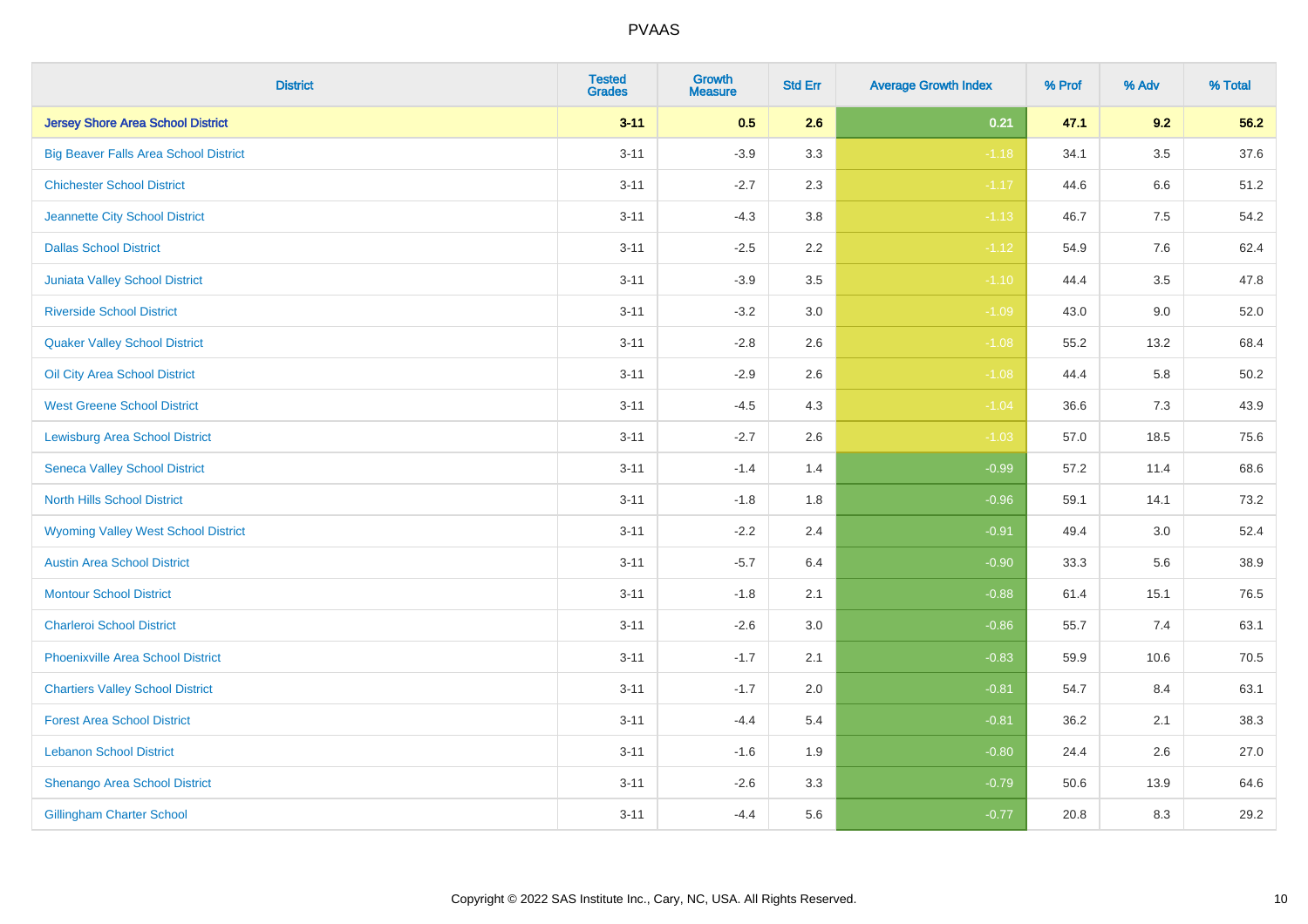# PVAAS

| District | Tested Grades | Growth Measure | Std Err | Average Growth Index | % Prof | % Adv | % Total |
|---|---|---|---|---|---|---|---|
| **Jersey Shore Area School District** | **3-11** | **0.5** | **2.6** | **0.21** | **47.1** | **9.2** | **56.2** |
| Big Beaver Falls Area School District | 3-11 | -3.9 | 3.3 | -1.18 | 34.1 | 3.5 | 37.6 |
| Chichester School District | 3-11 | -2.7 | 2.3 | -1.17 | 44.6 | 6.6 | 51.2 |
| Jeannette City School District | 3-11 | -4.3 | 3.8 | -1.13 | 46.7 | 7.5 | 54.2 |
| Dallas School District | 3-11 | -2.5 | 2.2 | -1.12 | 54.9 | 7.6 | 62.4 |
| Juniata Valley School District | 3-11 | -3.9 | 3.5 | -1.10 | 44.4 | 3.5 | 47.8 |
| Riverside School District | 3-11 | -3.2 | 3.0 | -1.09 | 43.0 | 9.0 | 52.0 |
| Quaker Valley School District | 3-11 | -2.8 | 2.6 | -1.08 | 55.2 | 13.2 | 68.4 |
| Oil City Area School District | 3-11 | -2.9 | 2.6 | -1.08 | 44.4 | 5.8 | 50.2 |
| West Greene School District | 3-11 | -4.5 | 4.3 | -1.04 | 36.6 | 7.3 | 43.9 |
| Lewisburg Area School District | 3-11 | -2.7 | 2.6 | -1.03 | 57.0 | 18.5 | 75.6 |
| Seneca Valley School District | 3-11 | -1.4 | 1.4 | -0.99 | 57.2 | 11.4 | 68.6 |
| North Hills School District | 3-11 | -1.8 | 1.8 | -0.96 | 59.1 | 14.1 | 73.2 |
| Wyoming Valley West School District | 3-11 | -2.2 | 2.4 | -0.91 | 49.4 | 3.0 | 52.4 |
| Austin Area School District | 3-11 | -5.7 | 6.4 | -0.90 | 33.3 | 5.6 | 38.9 |
| Montour School District | 3-11 | -1.8 | 2.1 | -0.88 | 61.4 | 15.1 | 76.5 |
| Charleroi School District | 3-11 | -2.6 | 3.0 | -0.86 | 55.7 | 7.4 | 63.1 |
| Phoenixville Area School District | 3-11 | -1.7 | 2.1 | -0.83 | 59.9 | 10.6 | 70.5 |
| Chartiers Valley School District | 3-11 | -1.7 | 2.0 | -0.81 | 54.7 | 8.4 | 63.1 |
| Forest Area School District | 3-11 | -4.4 | 5.4 | -0.81 | 36.2 | 2.1 | 38.3 |
| Lebanon School District | 3-11 | -1.6 | 1.9 | -0.80 | 24.4 | 2.6 | 27.0 |
| Shenango Area School District | 3-11 | -2.6 | 3.3 | -0.79 | 50.6 | 13.9 | 64.6 |
| Gillingham Charter School | 3-11 | -4.4 | 5.6 | -0.77 | 20.8 | 8.3 | 29.2 |

Copyright © 2022 SAS Institute Inc., Cary, NC, USA. All Rights Reserved.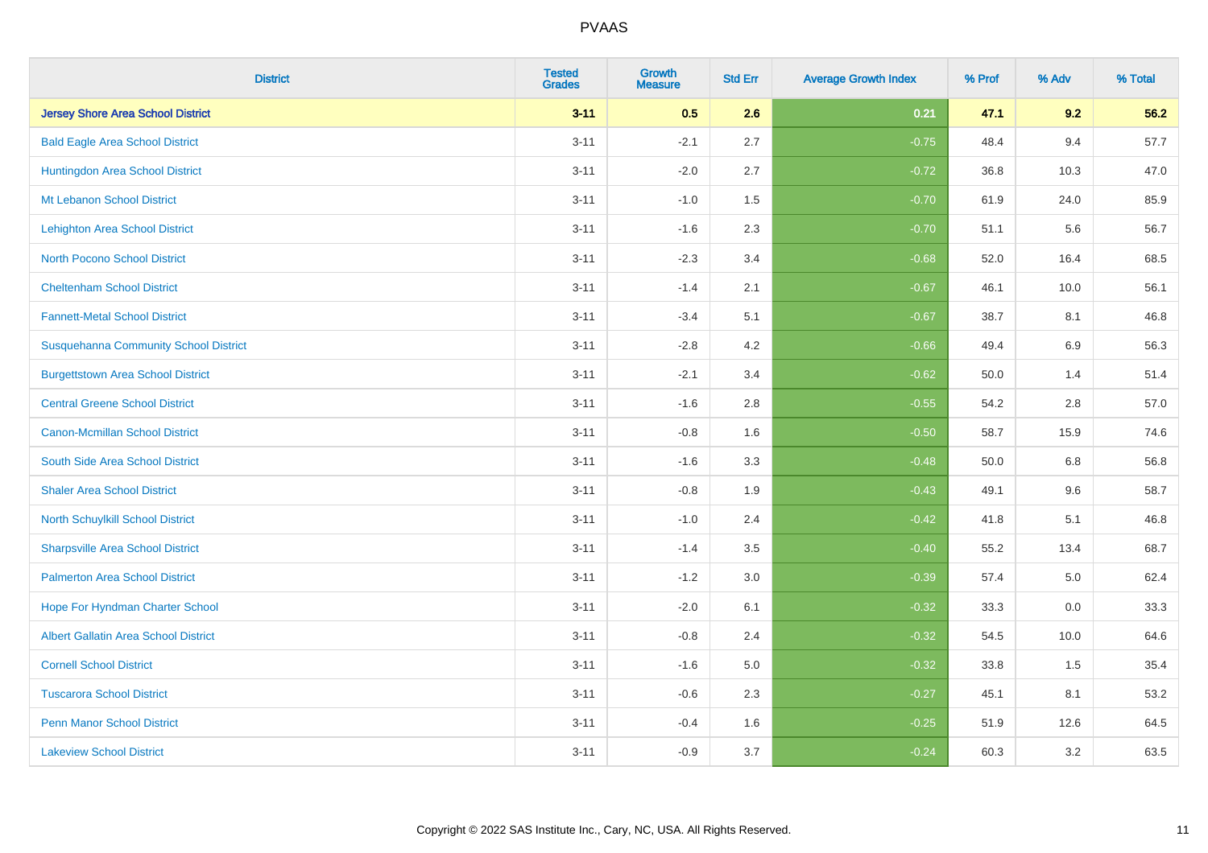| District | Tested Grades | Growth Measure | Std Err | Average Growth Index | % Prof | % Adv | % Total |
|---|---|---|---|---|---|---|---|
| **Jersey Shore Area School District** | **3-11** | **0.5** | **2.6** | **0.21** | **47.1** | **9.2** | **56.2** |
| Bald Eagle Area School District | 3-11 | -2.1 | 2.7 | -0.75 | 48.4 | 9.4 | 57.7 |
| Huntingdon Area School District | 3-11 | -2.0 | 2.7 | -0.72 | 36.8 | 10.3 | 47.0 |
| Mt Lebanon School District | 3-11 | -1.0 | 1.5 | -0.70 | 61.9 | 24.0 | 85.9 |
| Lehighton Area School District | 3-11 | -1.6 | 2.3 | -0.70 | 51.1 | 5.6 | 56.7 |
| North Pocono School District | 3-11 | -2.3 | 3.4 | -0.68 | 52.0 | 16.4 | 68.5 |
| Cheltenham School District | 3-11 | -1.4 | 2.1 | -0.67 | 46.1 | 10.0 | 56.1 |
| Fannett-Metal School District | 3-11 | -3.4 | 5.1 | -0.67 | 38.7 | 8.1 | 46.8 |
| Susquehanna Community School District | 3-11 | -2.8 | 4.2 | -0.66 | 49.4 | 6.9 | 56.3 |
| Burgettstown Area School District | 3-11 | -2.1 | 3.4 | -0.62 | 50.0 | 1.4 | 51.4 |
| Central Greene School District | 3-11 | -1.6 | 2.8 | -0.55 | 54.2 | 2.8 | 57.0 |
| Canon-Mcmillan School District | 3-11 | -0.8 | 1.6 | -0.50 | 58.7 | 15.9 | 74.6 |
| South Side Area School District | 3-11 | -1.6 | 3.3 | -0.48 | 50.0 | 6.8 | 56.8 |
| Shaler Area School District | 3-11 | -0.8 | 1.9 | -0.43 | 49.1 | 9.6 | 58.7 |
| North Schuylkill School District | 3-11 | -1.0 | 2.4 | -0.42 | 41.8 | 5.1 | 46.8 |
| Sharpsville Area School District | 3-11 | -1.4 | 3.5 | -0.40 | 55.2 | 13.4 | 68.7 |
| Palmerton Area School District | 3-11 | -1.2 | 3.0 | -0.39 | 57.4 | 5.0 | 62.4 |
| Hope For Hyndman Charter School | 3-11 | -2.0 | 6.1 | -0.32 | 33.3 | 0.0 | 33.3 |
| Albert Gallatin Area School District | 3-11 | -0.8 | 2.4 | -0.32 | 54.5 | 10.0 | 64.6 |
| Cornell School District | 3-11 | -1.6 | 5.0 | -0.32 | 33.8 | 1.5 | 35.4 |
| Tuscarora School District | 3-11 | -0.6 | 2.3 | -0.27 | 45.1 | 8.1 | 53.2 |
| Penn Manor School District | 3-11 | -0.4 | 1.6 | -0.25 | 51.9 | 12.6 | 64.5 |
| Lakeview School District | 3-11 | -0.9 | 3.7 | -0.24 | 60.3 | 3.2 | 63.5 |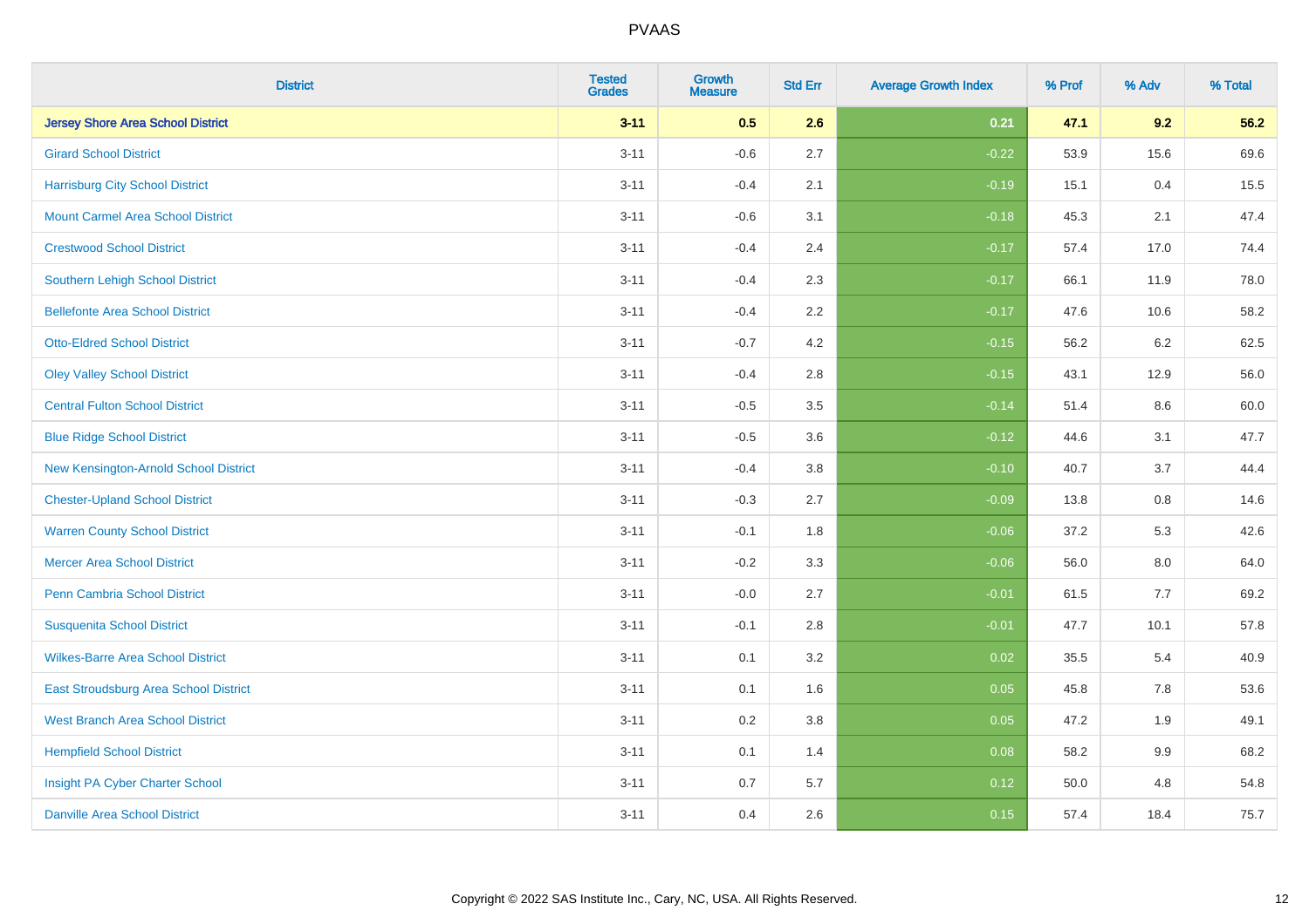PVAAS

| District | Tested Grades | Growth Measure | Std Err | Average Growth Index | % Prof | % Adv | % Total |
|---|---|---|---|---|---|---|---|
| **Jersey Shore Area School District** | **3-11** | **0.5** | **2.6** | **0.21** | **47.1** | **9.2** | **56.2** |
| Girard School District | 3-11 | -0.6 | 2.7 | -0.22 | 53.9 | 15.6 | 69.6 |
| Harrisburg City School District | 3-11 | -0.4 | 2.1 | -0.19 | 15.1 | 0.4 | 15.5 |
| Mount Carmel Area School District | 3-11 | -0.6 | 3.1 | -0.18 | 45.3 | 2.1 | 47.4 |
| Crestwood School District | 3-11 | -0.4 | 2.4 | -0.17 | 57.4 | 17.0 | 74.4 |
| Southern Lehigh School District | 3-11 | -0.4 | 2.3 | -0.17 | 66.1 | 11.9 | 78.0 |
| Bellefonte Area School District | 3-11 | -0.4 | 2.2 | -0.17 | 47.6 | 10.6 | 58.2 |
| Otto-Eldred School District | 3-11 | -0.7 | 4.2 | -0.15 | 56.2 | 6.2 | 62.5 |
| Oley Valley School District | 3-11 | -0.4 | 2.8 | -0.15 | 43.1 | 12.9 | 56.0 |
| Central Fulton School District | 3-11 | -0.5 | 3.5 | -0.14 | 51.4 | 8.6 | 60.0 |
| Blue Ridge School District | 3-11 | -0.5 | 3.6 | -0.12 | 44.6 | 3.1 | 47.7 |
| New Kensington-Arnold School District | 3-11 | -0.4 | 3.8 | -0.10 | 40.7 | 3.7 | 44.4 |
| Chester-Upland School District | 3-11 | -0.3 | 2.7 | -0.09 | 13.8 | 0.8 | 14.6 |
| Warren County School District | 3-11 | -0.1 | 1.8 | -0.06 | 37.2 | 5.3 | 42.6 |
| Mercer Area School District | 3-11 | -0.2 | 3.3 | -0.06 | 56.0 | 8.0 | 64.0 |
| Penn Cambria School District | 3-11 | -0.0 | 2.7 | -0.01 | 61.5 | 7.7 | 69.2 |
| Susquenita School District | 3-11 | -0.1 | 2.8 | -0.01 | 47.7 | 10.1 | 57.8 |
| Wilkes-Barre Area School District | 3-11 | 0.1 | 3.2 | 0.02 | 35.5 | 5.4 | 40.9 |
| East Stroudsburg Area School District | 3-11 | 0.1 | 1.6 | 0.05 | 45.8 | 7.8 | 53.6 |
| West Branch Area School District | 3-11 | 0.2 | 3.8 | 0.05 | 47.2 | 1.9 | 49.1 |
| Hempfield School District | 3-11 | 0.1 | 1.4 | 0.08 | 58.2 | 9.9 | 68.2 |
| Insight PA Cyber Charter School | 3-11 | 0.7 | 5.7 | 0.12 | 50.0 | 4.8 | 54.8 |
| Danville Area School District | 3-11 | 0.4 | 2.6 | 0.15 | 57.4 | 18.4 | 75.7 |

Copyright © 2022 SAS Institute Inc., Cary, NC, USA. All Rights Reserved.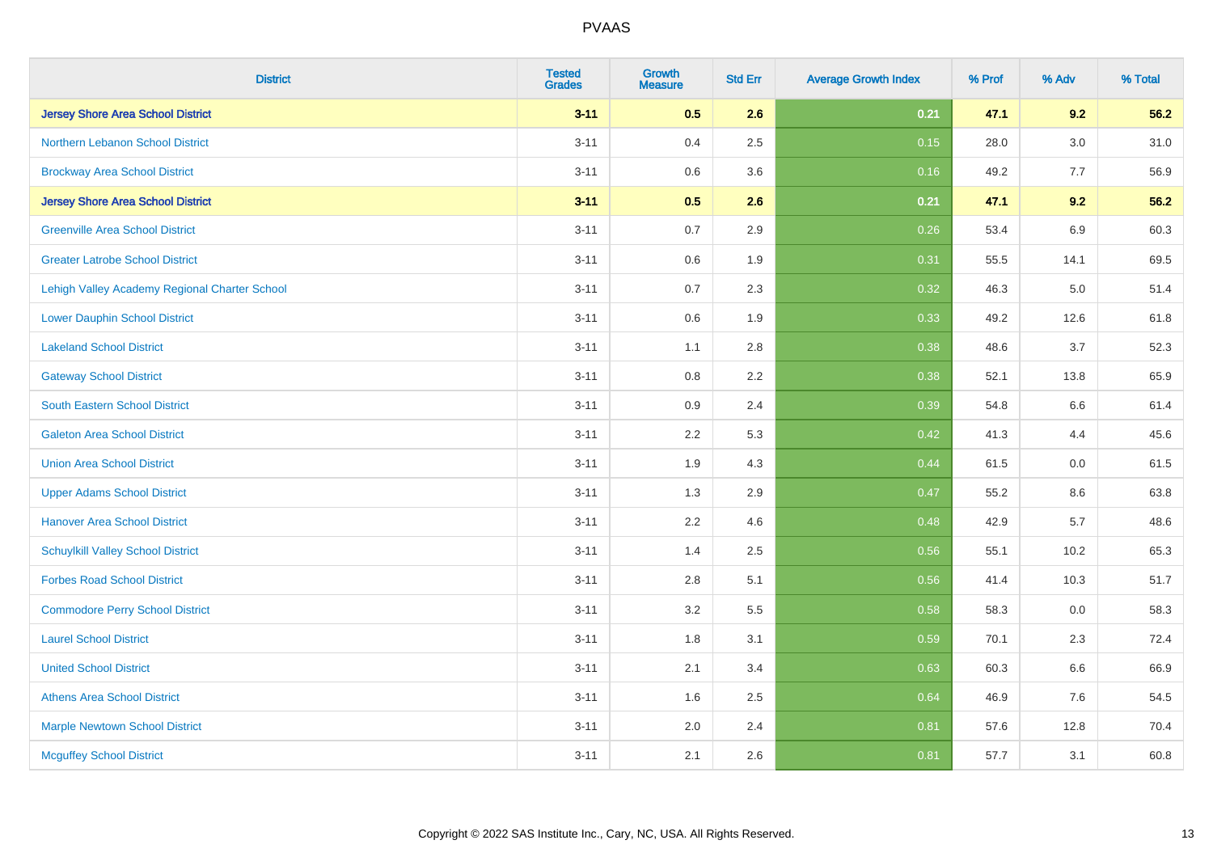# PVAAS

| District | Tested Grades | Growth Measure | Std Err | Average Growth Index | % Prof | % Adv | % Total |
|---|---|---|---|---|---|---|---|
| **Jersey Shore Area School District** | **3-11** | **0.5** | **2.6** | **0.21** | **47.1** | **9.2** | **56.2** |
| Northern Lebanon School District | 3-11 | 0.4 | 2.5 | 0.15 | 28.0 | 3.0 | 31.0 |
| Brockway Area School District | 3-11 | 0.6 | 3.6 | 0.16 | 49.2 | 7.7 | 56.9 |
| **Jersey Shore Area School District** | **3-11** | **0.5** | **2.6** | **0.21** | **47.1** | **9.2** | **56.2** |
| Greenville Area School District | 3-11 | 0.7 | 2.9 | 0.26 | 53.4 | 6.9 | 60.3 |
| Greater Latrobe School District | 3-11 | 0.6 | 1.9 | 0.31 | 55.5 | 14.1 | 69.5 |
| Lehigh Valley Academy Regional Charter School | 3-11 | 0.7 | 2.3 | 0.32 | 46.3 | 5.0 | 51.4 |
| Lower Dauphin School District | 3-11 | 0.6 | 1.9 | 0.33 | 49.2 | 12.6 | 61.8 |
| Lakeland School District | 3-11 | 1.1 | 2.8 | 0.38 | 48.6 | 3.7 | 52.3 |
| Gateway School District | 3-11 | 0.8 | 2.2 | 0.38 | 52.1 | 13.8 | 65.9 |
| South Eastern School District | 3-11 | 0.9 | 2.4 | 0.39 | 54.8 | 6.6 | 61.4 |
| Galeton Area School District | 3-11 | 2.2 | 5.3 | 0.42 | 41.3 | 4.4 | 45.6 |
| Union Area School District | 3-11 | 1.9 | 4.3 | 0.44 | 61.5 | 0.0 | 61.5 |
| Upper Adams School District | 3-11 | 1.3 | 2.9 | 0.47 | 55.2 | 8.6 | 63.8 |
| Hanover Area School District | 3-11 | 2.2 | 4.6 | 0.48 | 42.9 | 5.7 | 48.6 |
| Schuylkill Valley School District | 3-11 | 1.4 | 2.5 | 0.56 | 55.1 | 10.2 | 65.3 |
| Forbes Road School District | 3-11 | 2.8 | 5.1 | 0.56 | 41.4 | 10.3 | 51.7 |
| Commodore Perry School District | 3-11 | 3.2 | 5.5 | 0.58 | 58.3 | 0.0 | 58.3 |
| Laurel School District | 3-11 | 1.8 | 3.1 | 0.59 | 70.1 | 2.3 | 72.4 |
| United School District | 3-11 | 2.1 | 3.4 | 0.63 | 60.3 | 6.6 | 66.9 |
| Athens Area School District | 3-11 | 1.6 | 2.5 | 0.64 | 46.9 | 7.6 | 54.5 |
| Marple Newtown School District | 3-11 | 2.0 | 2.4 | 0.81 | 57.6 | 12.8 | 70.4 |
| Mcguffey School District | 3-11 | 2.1 | 2.6 | 0.81 | 57.7 | 3.1 | 60.8 |

Copyright © 2022 SAS Institute Inc., Cary, NC, USA. All Rights Reserved.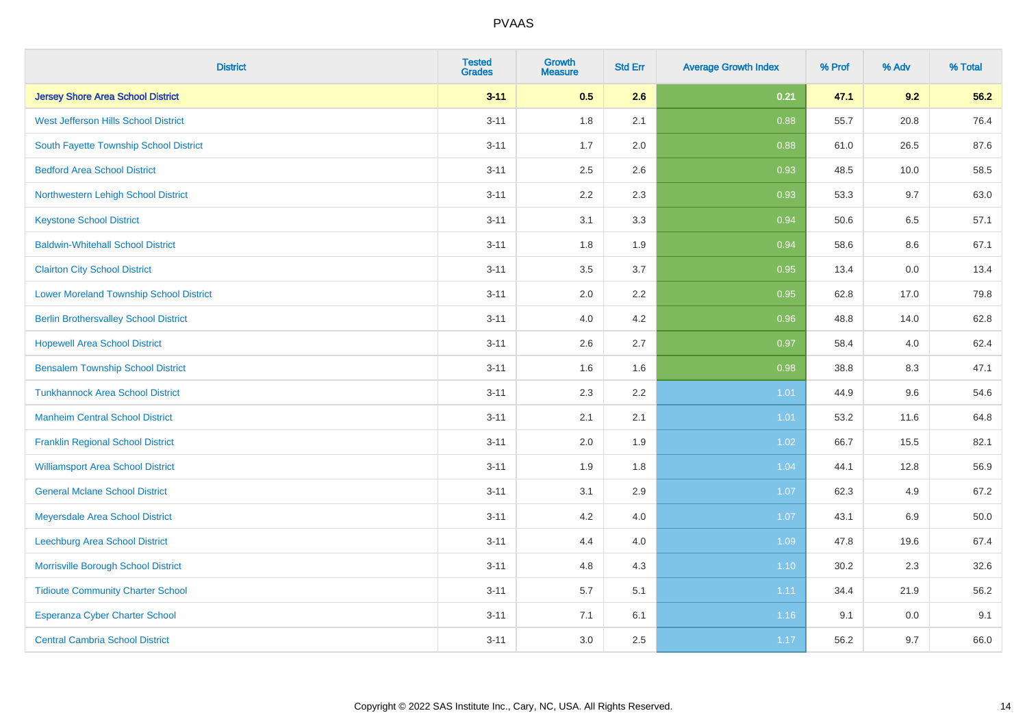# PVAAS

| District | Tested Grades | Growth Measure | Std Err | Average Growth Index | % Prof | % Adv | % Total |
|---|---|---|---|---|---|---|---|
| **Jersey Shore Area School District** | **3-11** | **0.5** | **2.6** | **0.21** | **47.1** | **9.2** | **56.2** |
| West Jefferson Hills School District | 3-11 | 1.8 | 2.1 | 0.88 | 55.7 | 20.8 | 76.4 |
| South Fayette Township School District | 3-11 | 1.7 | 2.0 | 0.88 | 61.0 | 26.5 | 87.6 |
| Bedford Area School District | 3-11 | 2.5 | 2.6 | 0.93 | 48.5 | 10.0 | 58.5 |
| Northwestern Lehigh School District | 3-11 | 2.2 | 2.3 | 0.93 | 53.3 | 9.7 | 63.0 |
| Keystone School District | 3-11 | 3.1 | 3.3 | 0.94 | 50.6 | 6.5 | 57.1 |
| Baldwin-Whitehall School District | 3-11 | 1.8 | 1.9 | 0.94 | 58.6 | 8.6 | 67.1 |
| Clairton City School District | 3-11 | 3.5 | 3.7 | 0.95 | 13.4 | 0.0 | 13.4 |
| Lower Moreland Township School District | 3-11 | 2.0 | 2.2 | 0.95 | 62.8 | 17.0 | 79.8 |
| Berlin Brothersvalley School District | 3-11 | 4.0 | 4.2 | 0.96 | 48.8 | 14.0 | 62.8 |
| Hopewell Area School District | 3-11 | 2.6 | 2.7 | 0.97 | 58.4 | 4.0 | 62.4 |
| Bensalem Township School District | 3-11 | 1.6 | 1.6 | 0.98 | 38.8 | 8.3 | 47.1 |
| Tunkhannock Area School District | 3-11 | 2.3 | 2.2 | 1.01 | 44.9 | 9.6 | 54.6 |
| Manheim Central School District | 3-11 | 2.1 | 2.1 | 1.01 | 53.2 | 11.6 | 64.8 |
| Franklin Regional School District | 3-11 | 2.0 | 1.9 | 1.02 | 66.7 | 15.5 | 82.1 |
| Williamsport Area School District | 3-11 | 1.9 | 1.8 | 1.04 | 44.1 | 12.8 | 56.9 |
| General Mclane School District | 3-11 | 3.1 | 2.9 | 1.07 | 62.3 | 4.9 | 67.2 |
| Meyersdale Area School District | 3-11 | 4.2 | 4.0 | 1.07 | 43.1 | 6.9 | 50.0 |
| Leechburg Area School District | 3-11 | 4.4 | 4.0 | 1.09 | 47.8 | 19.6 | 67.4 |
| Morrisville Borough School District | 3-11 | 4.8 | 4.3 | 1.10 | 30.2 | 2.3 | 32.6 |
| Tidioute Community Charter School | 3-11 | 5.7 | 5.1 | 1.11 | 34.4 | 21.9 | 56.2 |
| Esperanza Cyber Charter School | 3-11 | 7.1 | 6.1 | 1.16 | 9.1 | 0.0 | 9.1 |
| Central Cambria School District | 3-11 | 3.0 | 2.5 | 1.17 | 56.2 | 9.7 | 66.0 |

Copyright © 2022 SAS Institute Inc., Cary, NC, USA. All Rights Reserved.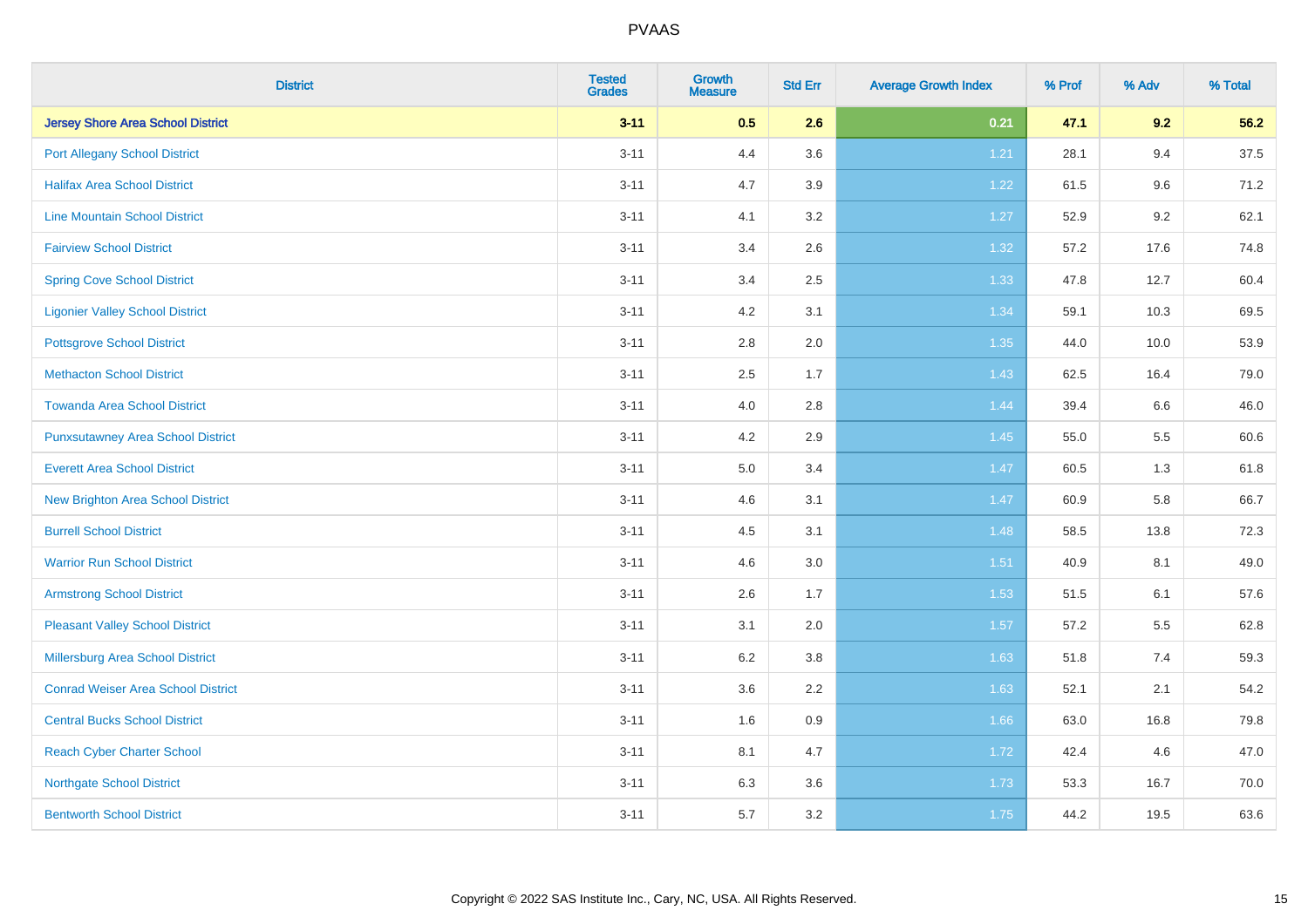| District | Tested Grades | Growth Measure | Std Err | Average Growth Index | % Prof | % Adv | % Total |
|---|---|---|---|---|---|---|---|
| **Jersey Shore Area School District** | **3-11** | **0.5** | **2.6** | **0.21** | **47.1** | **9.2** | **56.2** |
| Port Allegany School District | 3-11 | 4.4 | 3.6 | 1.21 | 28.1 | 9.4 | 37.5 |
| Halifax Area School District | 3-11 | 4.7 | 3.9 | 1.22 | 61.5 | 9.6 | 71.2 |
| Line Mountain School District | 3-11 | 4.1 | 3.2 | 1.27 | 52.9 | 9.2 | 62.1 |
| Fairview School District | 3-11 | 3.4 | 2.6 | 1.32 | 57.2 | 17.6 | 74.8 |
| Spring Cove School District | 3-11 | 3.4 | 2.5 | 1.33 | 47.8 | 12.7 | 60.4 |
| Ligonier Valley School District | 3-11 | 4.2 | 3.1 | 1.34 | 59.1 | 10.3 | 69.5 |
| Pottsgrove School District | 3-11 | 2.8 | 2.0 | 1.35 | 44.0 | 10.0 | 53.9 |
| Methacton School District | 3-11 | 2.5 | 1.7 | 1.43 | 62.5 | 16.4 | 79.0 |
| Towanda Area School District | 3-11 | 4.0 | 2.8 | 1.44 | 39.4 | 6.6 | 46.0 |
| Punxsutawney Area School District | 3-11 | 4.2 | 2.9 | 1.45 | 55.0 | 5.5 | 60.6 |
| Everett Area School District | 3-11 | 5.0 | 3.4 | 1.47 | 60.5 | 1.3 | 61.8 |
| New Brighton Area School District | 3-11 | 4.6 | 3.1 | 1.47 | 60.9 | 5.8 | 66.7 |
| Burrell School District | 3-11 | 4.5 | 3.1 | 1.48 | 58.5 | 13.8 | 72.3 |
| Warrior Run School District | 3-11 | 4.6 | 3.0 | 1.51 | 40.9 | 8.1 | 49.0 |
| Armstrong School District | 3-11 | 2.6 | 1.7 | 1.53 | 51.5 | 6.1 | 57.6 |
| Pleasant Valley School District | 3-11 | 3.1 | 2.0 | 1.57 | 57.2 | 5.5 | 62.8 |
| Millersburg Area School District | 3-11 | 6.2 | 3.8 | 1.63 | 51.8 | 7.4 | 59.3 |
| Conrad Weiser Area School District | 3-11 | 3.6 | 2.2 | 1.63 | 52.1 | 2.1 | 54.2 |
| Central Bucks School District | 3-11 | 1.6 | 0.9 | 1.66 | 63.0 | 16.8 | 79.8 |
| Reach Cyber Charter School | 3-11 | 8.1 | 4.7 | 1.72 | 42.4 | 4.6 | 47.0 |
| Northgate School District | 3-11 | 6.3 | 3.6 | 1.73 | 53.3 | 16.7 | 70.0 |
| Bentworth School District | 3-11 | 5.7 | 3.2 | 1.75 | 44.2 | 19.5 | 63.6 |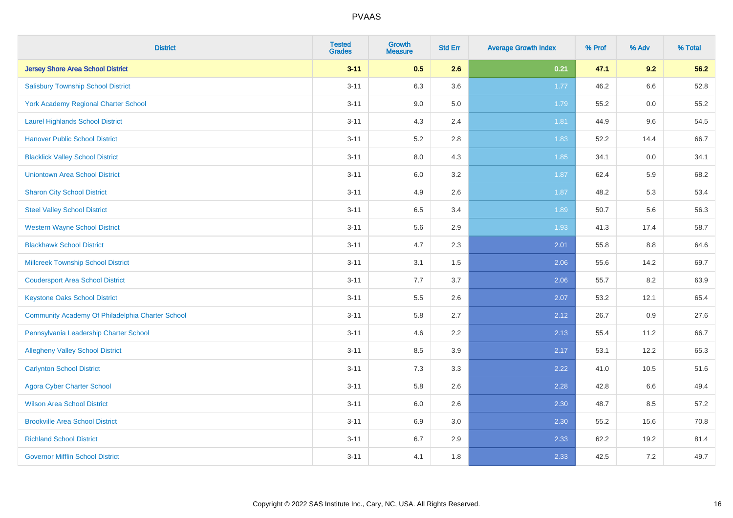# PVAAS

| District | Tested Grades | Growth Measure | Std Err | Average Growth Index | % Prof | % Adv | % Total |
|---|---|---|---|---|---|---|---|
| **Jersey Shore Area School District** | **3-11** | **0.5** | **2.6** | **0.21** | **47.1** | **9.2** | **56.2** |
| Salisbury Township School District | 3-11 | 6.3 | 3.6 | 1.77 | 46.2 | 6.6 | 52.8 |
| York Academy Regional Charter School | 3-11 | 9.0 | 5.0 | 1.79 | 55.2 | 0.0 | 55.2 |
| Laurel Highlands School District | 3-11 | 4.3 | 2.4 | 1.81 | 44.9 | 9.6 | 54.5 |
| Hanover Public School District | 3-11 | 5.2 | 2.8 | 1.83 | 52.2 | 14.4 | 66.7 |
| Blacklick Valley School District | 3-11 | 8.0 | 4.3 | 1.85 | 34.1 | 0.0 | 34.1 |
| Uniontown Area School District | 3-11 | 6.0 | 3.2 | 1.87 | 62.4 | 5.9 | 68.2 |
| Sharon City School District | 3-11 | 4.9 | 2.6 | 1.87 | 48.2 | 5.3 | 53.4 |
| Steel Valley School District | 3-11 | 6.5 | 3.4 | 1.89 | 50.7 | 5.6 | 56.3 |
| Western Wayne School District | 3-11 | 5.6 | 2.9 | 1.93 | 41.3 | 17.4 | 58.7 |
| Blackhawk School District | 3-11 | 4.7 | 2.3 | 2.01 | 55.8 | 8.8 | 64.6 |
| Millcreek Township School District | 3-11 | 3.1 | 1.5 | 2.06 | 55.6 | 14.2 | 69.7 |
| Coudersport Area School District | 3-11 | 7.7 | 3.7 | 2.06 | 55.7 | 8.2 | 63.9 |
| Keystone Oaks School District | 3-11 | 5.5 | 2.6 | 2.07 | 53.2 | 12.1 | 65.4 |
| Community Academy Of Philadelphia Charter School | 3-11 | 5.8 | 2.7 | 2.12 | 26.7 | 0.9 | 27.6 |
| Pennsylvania Leadership Charter School | 3-11 | 4.6 | 2.2 | 2.13 | 55.4 | 11.2 | 66.7 |
| Allegheny Valley School District | 3-11 | 8.5 | 3.9 | 2.17 | 53.1 | 12.2 | 65.3 |
| Carlynton School District | 3-11 | 7.3 | 3.3 | 2.22 | 41.0 | 10.5 | 51.6 |
| Agora Cyber Charter School | 3-11 | 5.8 | 2.6 | 2.28 | 42.8 | 6.6 | 49.4 |
| Wilson Area School District | 3-11 | 6.0 | 2.6 | 2.30 | 48.7 | 8.5 | 57.2 |
| Brookville Area School District | 3-11 | 6.9 | 3.0 | 2.30 | 55.2 | 15.6 | 70.8 |
| Richland School District | 3-11 | 6.7 | 2.9 | 2.33 | 62.2 | 19.2 | 81.4 |
| Governor Mifflin School District | 3-11 | 4.1 | 1.8 | 2.33 | 42.5 | 7.2 | 49.7 |

Copyright © 2022 SAS Institute Inc., Cary, NC, USA. All Rights Reserved.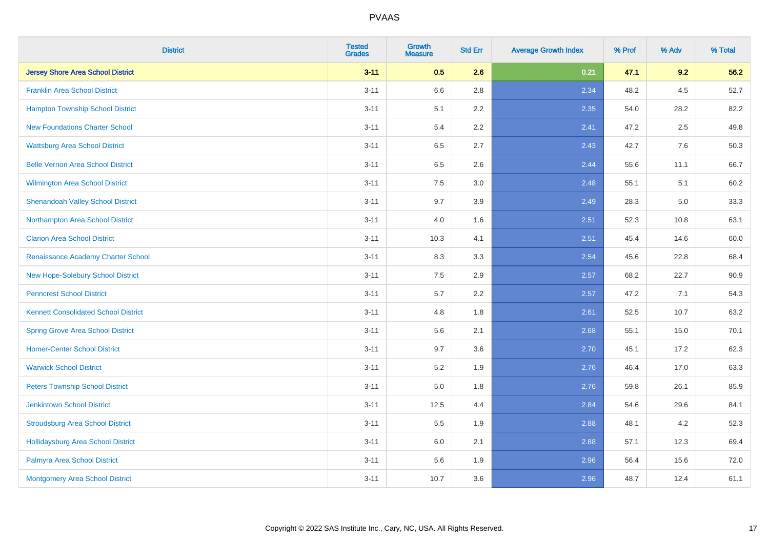PVAAS

| District | Tested Grades | Growth Measure | Std Err | Average Growth Index | % Prof | % Adv | % Total |
|---|---|---|---|---|---|---|---|
| **Jersey Shore Area School District** | **3-11** | **0.5** | **2.6** | **0.21** | **47.1** | **9.2** | **56.2** |
| Franklin Area School District | 3-11 | 6.6 | 2.8 | 2.34 | 48.2 | 4.5 | 52.7 |
| Hampton Township School District | 3-11 | 5.1 | 2.2 | 2.35 | 54.0 | 28.2 | 82.2 |
| New Foundations Charter School | 3-11 | 5.4 | 2.2 | 2.41 | 47.2 | 2.5 | 49.8 |
| Wattsburg Area School District | 3-11 | 6.5 | 2.7 | 2.43 | 42.7 | 7.6 | 50.3 |
| Belle Vernon Area School District | 3-11 | 6.5 | 2.6 | 2.44 | 55.6 | 11.1 | 66.7 |
| Wilmington Area School District | 3-11 | 7.5 | 3.0 | 2.48 | 55.1 | 5.1 | 60.2 |
| Shenandoah Valley School District | 3-11 | 9.7 | 3.9 | 2.49 | 28.3 | 5.0 | 33.3 |
| Northampton Area School District | 3-11 | 4.0 | 1.6 | 2.51 | 52.3 | 10.8 | 63.1 |
| Clarion Area School District | 3-11 | 10.3 | 4.1 | 2.51 | 45.4 | 14.6 | 60.0 |
| Renaissance Academy Charter School | 3-11 | 8.3 | 3.3 | 2.54 | 45.6 | 22.8 | 68.4 |
| New Hope-Solebury School District | 3-11 | 7.5 | 2.9 | 2.57 | 68.2 | 22.7 | 90.9 |
| Penncrest School District | 3-11 | 5.7 | 2.2 | 2.57 | 47.2 | 7.1 | 54.3 |
| Kennett Consolidated School District | 3-11 | 4.8 | 1.8 | 2.61 | 52.5 | 10.7 | 63.2 |
| Spring Grove Area School District | 3-11 | 5.6 | 2.1 | 2.68 | 55.1 | 15.0 | 70.1 |
| Homer-Center School District | 3-11 | 9.7 | 3.6 | 2.70 | 45.1 | 17.2 | 62.3 |
| Warwick School District | 3-11 | 5.2 | 1.9 | 2.76 | 46.4 | 17.0 | 63.3 |
| Peters Township School District | 3-11 | 5.0 | 1.8 | 2.76 | 59.8 | 26.1 | 85.9 |
| Jenkintown School District | 3-11 | 12.5 | 4.4 | 2.84 | 54.6 | 29.6 | 84.1 |
| Stroudsburg Area School District | 3-11 | 5.5 | 1.9 | 2.88 | 48.1 | 4.2 | 52.3 |
| Hollidaysburg Area School District | 3-11 | 6.0 | 2.1 | 2.88 | 57.1 | 12.3 | 69.4 |
| Palmyra Area School District | 3-11 | 5.6 | 1.9 | 2.96 | 56.4 | 15.6 | 72.0 |
| Montgomery Area School District | 3-11 | 10.7 | 3.6 | 2.96 | 48.7 | 12.4 | 61.1 |

Copyright © 2022 SAS Institute Inc., Cary, NC, USA. All Rights Reserved.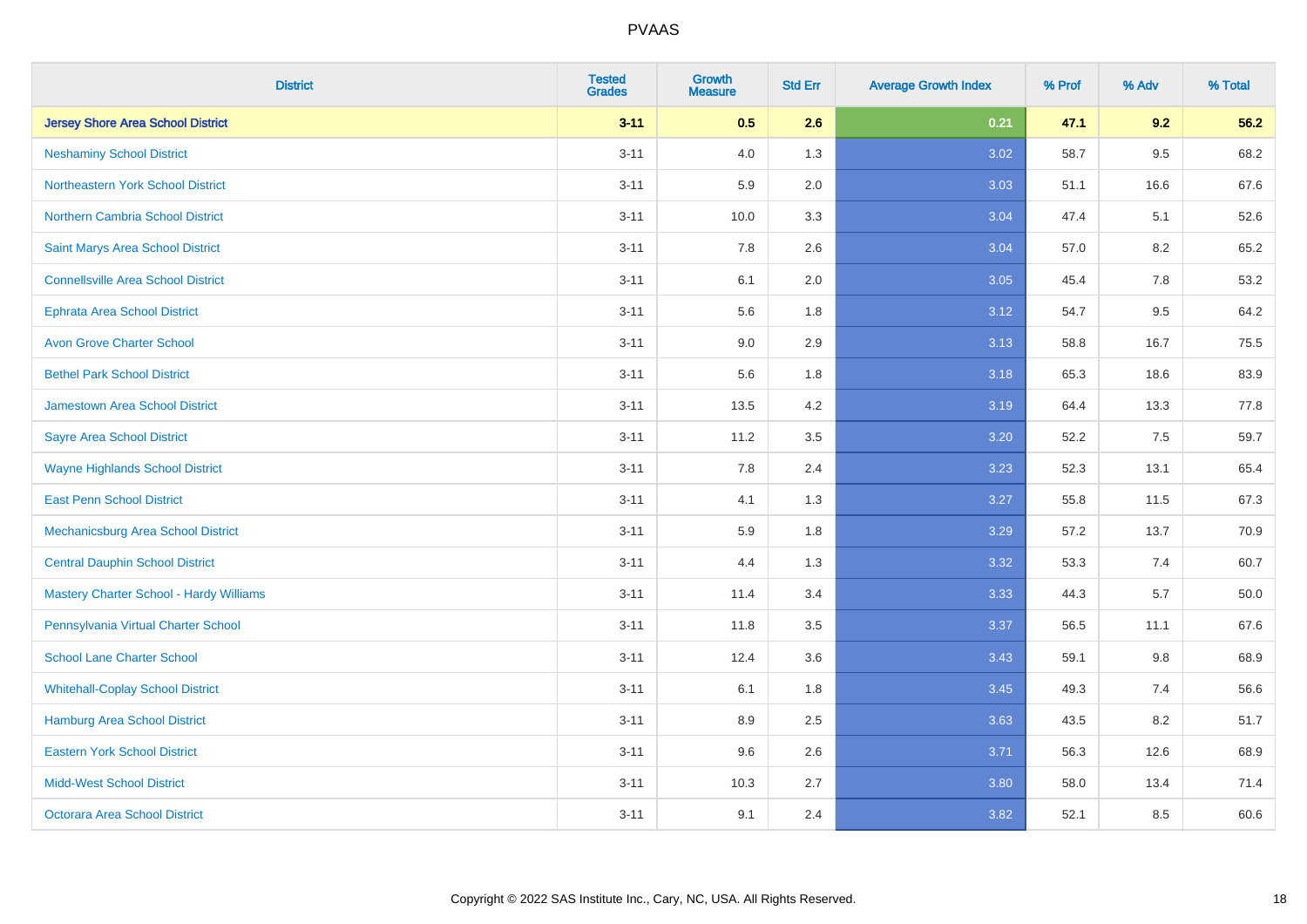# PVAAS

| District | Tested Grades | Growth Measure | Std Err | Average Growth Index | % Prof | % Adv | % Total |
|---|---|---|---|---|---|---|---|
| **Jersey Shore Area School District** | **3-11** | **0.5** | **2.6** | **0.21** | **47.1** | **9.2** | **56.2** |
| Neshaminy School District | 3-11 | 4.0 | 1.3 | 3.02 | 58.7 | 9.5 | 68.2 |
| Northeastern York School District | 3-11 | 5.9 | 2.0 | 3.03 | 51.1 | 16.6 | 67.6 |
| Northern Cambria School District | 3-11 | 10.0 | 3.3 | 3.04 | 47.4 | 5.1 | 52.6 |
| Saint Marys Area School District | 3-11 | 7.8 | 2.6 | 3.04 | 57.0 | 8.2 | 65.2 |
| Connellsville Area School District | 3-11 | 6.1 | 2.0 | 3.05 | 45.4 | 7.8 | 53.2 |
| Ephrata Area School District | 3-11 | 5.6 | 1.8 | 3.12 | 54.7 | 9.5 | 64.2 |
| Avon Grove Charter School | 3-11 | 9.0 | 2.9 | 3.13 | 58.8 | 16.7 | 75.5 |
| Bethel Park School District | 3-11 | 5.6 | 1.8 | 3.18 | 65.3 | 18.6 | 83.9 |
| Jamestown Area School District | 3-11 | 13.5 | 4.2 | 3.19 | 64.4 | 13.3 | 77.8 |
| Sayre Area School District | 3-11 | 11.2 | 3.5 | 3.20 | 52.2 | 7.5 | 59.7 |
| Wayne Highlands School District | 3-11 | 7.8 | 2.4 | 3.23 | 52.3 | 13.1 | 65.4 |
| East Penn School District | 3-11 | 4.1 | 1.3 | 3.27 | 55.8 | 11.5 | 67.3 |
| Mechanicsburg Area School District | 3-11 | 5.9 | 1.8 | 3.29 | 57.2 | 13.7 | 70.9 |
| Central Dauphin School District | 3-11 | 4.4 | 1.3 | 3.32 | 53.3 | 7.4 | 60.7 |
| Mastery Charter School - Hardy Williams | 3-11 | 11.4 | 3.4 | 3.33 | 44.3 | 5.7 | 50.0 |
| Pennsylvania Virtual Charter School | 3-11 | 11.8 | 3.5 | 3.37 | 56.5 | 11.1 | 67.6 |
| School Lane Charter School | 3-11 | 12.4 | 3.6 | 3.43 | 59.1 | 9.8 | 68.9 |
| Whitehall-Coplay School District | 3-11 | 6.1 | 1.8 | 3.45 | 49.3 | 7.4 | 56.6 |
| Hamburg Area School District | 3-11 | 8.9 | 2.5 | 3.63 | 43.5 | 8.2 | 51.7 |
| Eastern York School District | 3-11 | 9.6 | 2.6 | 3.71 | 56.3 | 12.6 | 68.9 |
| Midd-West School District | 3-11 | 10.3 | 2.7 | 3.80 | 58.0 | 13.4 | 71.4 |
| Octorara Area School District | 3-11 | 9.1 | 2.4 | 3.82 | 52.1 | 8.5 | 60.6 |

Copyright © 2022 SAS Institute Inc., Cary, NC, USA. All Rights Reserved.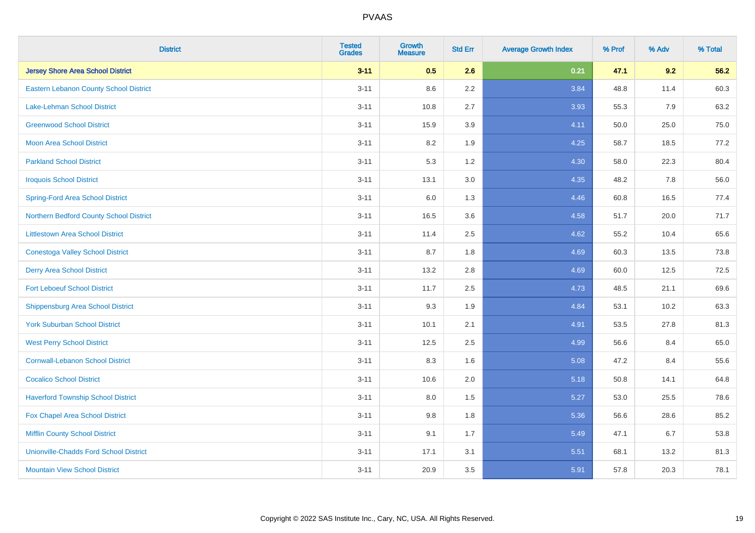| District | Tested Grades | Growth Measure | Std Err | Average Growth Index | % Prof | % Adv | % Total |
|---|---|---|---|---|---|---|---|
| **Jersey Shore Area School District** | **3-11** | **0.5** | **2.6** | **0.21** | **47.1** | **9.2** | **56.2** |
| Eastern Lebanon County School District | 3-11 | 8.6 | 2.2 | 3.84 | 48.8 | 11.4 | 60.3 |
| Lake-Lehman School District | 3-11 | 10.8 | 2.7 | 3.93 | 55.3 | 7.9 | 63.2 |
| Greenwood School District | 3-11 | 15.9 | 3.9 | 4.11 | 50.0 | 25.0 | 75.0 |
| Moon Area School District | 3-11 | 8.2 | 1.9 | 4.25 | 58.7 | 18.5 | 77.2 |
| Parkland School District | 3-11 | 5.3 | 1.2 | 4.30 | 58.0 | 22.3 | 80.4 |
| Iroquois School District | 3-11 | 13.1 | 3.0 | 4.35 | 48.2 | 7.8 | 56.0 |
| Spring-Ford Area School District | 3-11 | 6.0 | 1.3 | 4.46 | 60.8 | 16.5 | 77.4 |
| Northern Bedford County School District | 3-11 | 16.5 | 3.6 | 4.58 | 51.7 | 20.0 | 71.7 |
| Littlestown Area School District | 3-11 | 11.4 | 2.5 | 4.62 | 55.2 | 10.4 | 65.6 |
| Conestoga Valley School District | 3-11 | 8.7 | 1.8 | 4.69 | 60.3 | 13.5 | 73.8 |
| Derry Area School District | 3-11 | 13.2 | 2.8 | 4.69 | 60.0 | 12.5 | 72.5 |
| Fort Leboeuf School District | 3-11 | 11.7 | 2.5 | 4.73 | 48.5 | 21.1 | 69.6 |
| Shippensburg Area School District | 3-11 | 9.3 | 1.9 | 4.84 | 53.1 | 10.2 | 63.3 |
| York Suburban School District | 3-11 | 10.1 | 2.1 | 4.91 | 53.5 | 27.8 | 81.3 |
| West Perry School District | 3-11 | 12.5 | 2.5 | 4.99 | 56.6 | 8.4 | 65.0 |
| Cornwall-Lebanon School District | 3-11 | 8.3 | 1.6 | 5.08 | 47.2 | 8.4 | 55.6 |
| Cocalico School District | 3-11 | 10.6 | 2.0 | 5.18 | 50.8 | 14.1 | 64.8 |
| Haverford Township School District | 3-11 | 8.0 | 1.5 | 5.27 | 53.0 | 25.5 | 78.6 |
| Fox Chapel Area School District | 3-11 | 9.8 | 1.8 | 5.36 | 56.6 | 28.6 | 85.2 |
| Mifflin County School District | 3-11 | 9.1 | 1.7 | 5.49 | 47.1 | 6.7 | 53.8 |
| Unionville-Chadds Ford School District | 3-11 | 17.1 | 3.1 | 5.51 | 68.1 | 13.2 | 81.3 |
| Mountain View School District | 3-11 | 20.9 | 3.5 | 5.91 | 57.8 | 20.3 | 78.1 |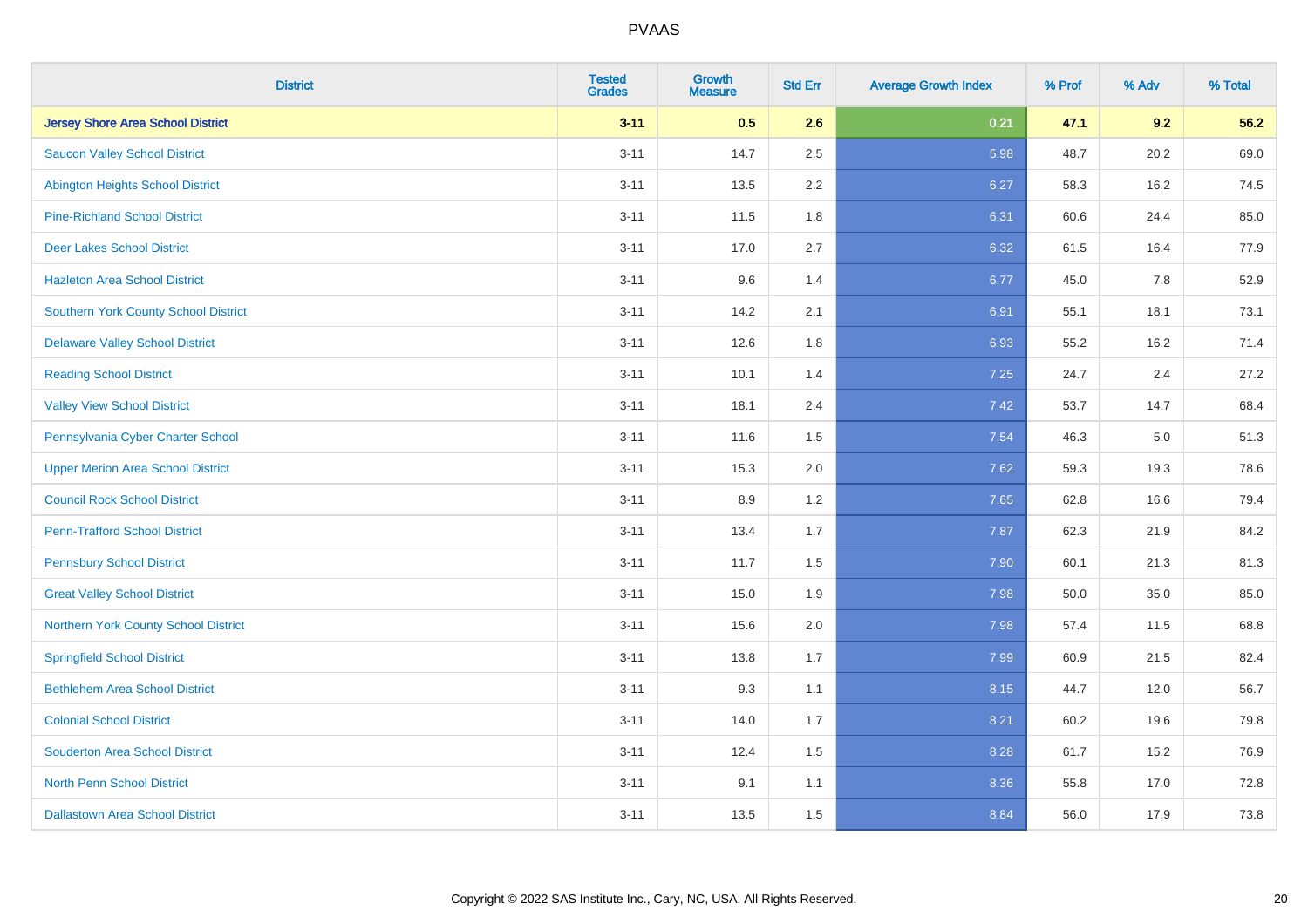# PVAAS

| District | Tested Grades | Growth Measure | Std Err | Average Growth Index | % Prof | % Adv | % Total |
|---|---|---|---|---|---|---|---|
| **Jersey Shore Area School District** | **3-11** | **0.5** | **2.6** | **0.21** | **47.1** | **9.2** | **56.2** |
| Saucon Valley School District | 3-11 | 14.7 | 2.5 | 5.98 | 48.7 | 20.2 | 69.0 |
| Abington Heights School District | 3-11 | 13.5 | 2.2 | 6.27 | 58.3 | 16.2 | 74.5 |
| Pine-Richland School District | 3-11 | 11.5 | 1.8 | 6.31 | 60.6 | 24.4 | 85.0 |
| Deer Lakes School District | 3-11 | 17.0 | 2.7 | 6.32 | 61.5 | 16.4 | 77.9 |
| Hazleton Area School District | 3-11 | 9.6 | 1.4 | 6.77 | 45.0 | 7.8 | 52.9 |
| Southern York County School District | 3-11 | 14.2 | 2.1 | 6.91 | 55.1 | 18.1 | 73.1 |
| Delaware Valley School District | 3-11 | 12.6 | 1.8 | 6.93 | 55.2 | 16.2 | 71.4 |
| Reading School District | 3-11 | 10.1 | 1.4 | 7.25 | 24.7 | 2.4 | 27.2 |
| Valley View School District | 3-11 | 18.1 | 2.4 | 7.42 | 53.7 | 14.7 | 68.4 |
| Pennsylvania Cyber Charter School | 3-11 | 11.6 | 1.5 | 7.54 | 46.3 | 5.0 | 51.3 |
| Upper Merion Area School District | 3-11 | 15.3 | 2.0 | 7.62 | 59.3 | 19.3 | 78.6 |
| Council Rock School District | 3-11 | 8.9 | 1.2 | 7.65 | 62.8 | 16.6 | 79.4 |
| Penn-Trafford School District | 3-11 | 13.4 | 1.7 | 7.87 | 62.3 | 21.9 | 84.2 |
| Pennsbury School District | 3-11 | 11.7 | 1.5 | 7.90 | 60.1 | 21.3 | 81.3 |
| Great Valley School District | 3-11 | 15.0 | 1.9 | 7.98 | 50.0 | 35.0 | 85.0 |
| Northern York County School District | 3-11 | 15.6 | 2.0 | 7.98 | 57.4 | 11.5 | 68.8 |
| Springfield School District | 3-11 | 13.8 | 1.7 | 7.99 | 60.9 | 21.5 | 82.4 |
| Bethlehem Area School District | 3-11 | 9.3 | 1.1 | 8.15 | 44.7 | 12.0 | 56.7 |
| Colonial School District | 3-11 | 14.0 | 1.7 | 8.21 | 60.2 | 19.6 | 79.8 |
| Souderton Area School District | 3-11 | 12.4 | 1.5 | 8.28 | 61.7 | 15.2 | 76.9 |
| North Penn School District | 3-11 | 9.1 | 1.1 | 8.36 | 55.8 | 17.0 | 72.8 |
| Dallastown Area School District | 3-11 | 13.5 | 1.5 | 8.84 | 56.0 | 17.9 | 73.8 |

Copyright © 2022 SAS Institute Inc., Cary, NC, USA. All Rights Reserved.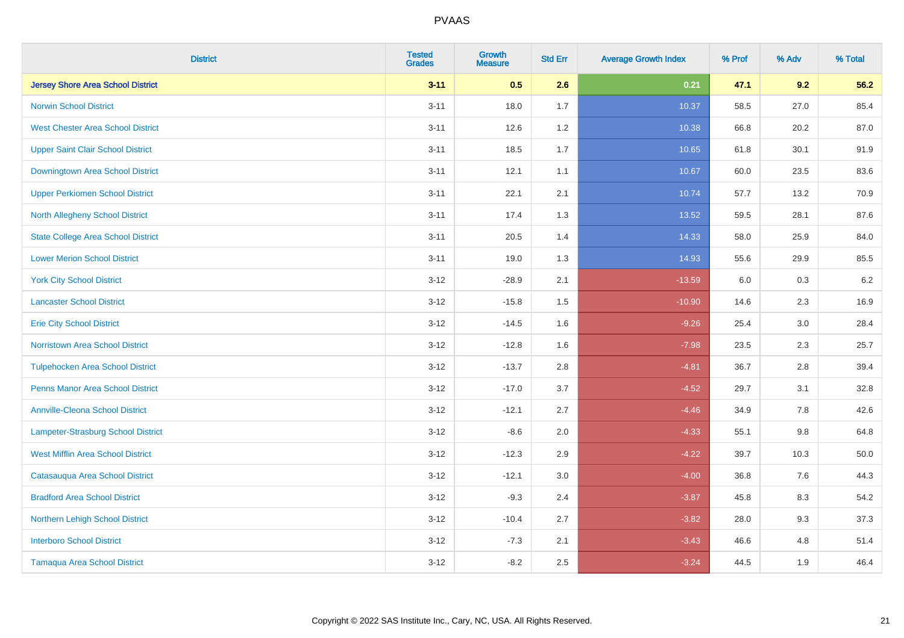# PVAAS

| District | Tested Grades | Growth Measure | Std Err | Average Growth Index | % Prof | % Adv | % Total |
|---|---|---|---|---|---|---|---|
| **Jersey Shore Area School District** | **3-11** | **0.5** | **2.6** | **0.21** | **47.1** | **9.2** | **56.2** |
| Norwin School District | 3-11 | 18.0 | 1.7 | 10.37 | 58.5 | 27.0 | 85.4 |
| West Chester Area School District | 3-11 | 12.6 | 1.2 | 10.38 | 66.8 | 20.2 | 87.0 |
| Upper Saint Clair School District | 3-11 | 18.5 | 1.7 | 10.65 | 61.8 | 30.1 | 91.9 |
| Downingtown Area School District | 3-11 | 12.1 | 1.1 | 10.67 | 60.0 | 23.5 | 83.6 |
| Upper Perkiomen School District | 3-11 | 22.1 | 2.1 | 10.74 | 57.7 | 13.2 | 70.9 |
| North Allegheny School District | 3-11 | 17.4 | 1.3 | 13.52 | 59.5 | 28.1 | 87.6 |
| State College Area School District | 3-11 | 20.5 | 1.4 | 14.33 | 58.0 | 25.9 | 84.0 |
| Lower Merion School District | 3-11 | 19.0 | 1.3 | 14.93 | 55.6 | 29.9 | 85.5 |
| York City School District | 3-12 | -28.9 | 2.1 | -13.59 | 6.0 | 0.3 | 6.2 |
| Lancaster School District | 3-12 | -15.8 | 1.5 | -10.90 | 14.6 | 2.3 | 16.9 |
| Erie City School District | 3-12 | -14.5 | 1.6 | -9.26 | 25.4 | 3.0 | 28.4 |
| Norristown Area School District | 3-12 | -12.8 | 1.6 | -7.98 | 23.5 | 2.3 | 25.7 |
| Tulpehocken Area School District | 3-12 | -13.7 | 2.8 | -4.81 | 36.7 | 2.8 | 39.4 |
| Penns Manor Area School District | 3-12 | -17.0 | 3.7 | -4.52 | 29.7 | 3.1 | 32.8 |
| Annville-Cleona School District | 3-12 | -12.1 | 2.7 | -4.46 | 34.9 | 7.8 | 42.6 |
| Lampeter-Strasburg School District | 3-12 | -8.6 | 2.0 | -4.33 | 55.1 | 9.8 | 64.8 |
| West Mifflin Area School District | 3-12 | -12.3 | 2.9 | -4.22 | 39.7 | 10.3 | 50.0 |
| Catasauqua Area School District | 3-12 | -12.1 | 3.0 | -4.00 | 36.8 | 7.6 | 44.3 |
| Bradford Area School District | 3-12 | -9.3 | 2.4 | -3.87 | 45.8 | 8.3 | 54.2 |
| Northern Lehigh School District | 3-12 | -10.4 | 2.7 | -3.82 | 28.0 | 9.3 | 37.3 |
| Interboro School District | 3-12 | -7.3 | 2.1 | -3.43 | 46.6 | 4.8 | 51.4 |
| Tamaqua Area School District | 3-12 | -8.2 | 2.5 | -3.24 | 44.5 | 1.9 | 46.4 |

Copyright © 2022 SAS Institute Inc., Cary, NC, USA. All Rights Reserved.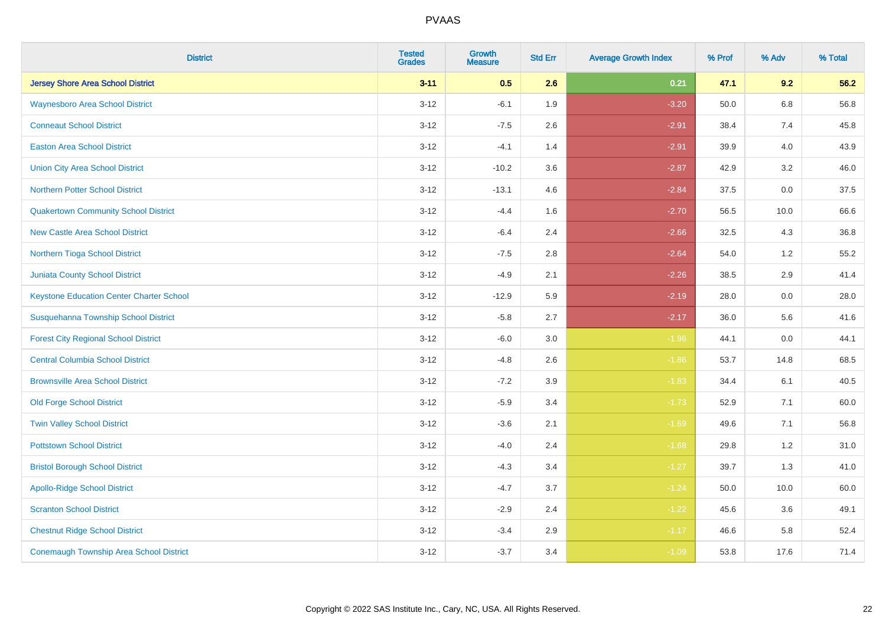# PVAAS

| District | Tested Grades | Growth Measure | Std Err | Average Growth Index | % Prof | % Adv | % Total |
|---|---|---|---|---|---|---|---|
| **Jersey Shore Area School District** | **3-11** | **0.5** | **2.6** | **0.21** | **47.1** | **9.2** | **56.2** |
| Waynesboro Area School District | 3-12 | -6.1 | 1.9 | -3.20 | 50.0 | 6.8 | 56.8 |
| Conneaut School District | 3-12 | -7.5 | 2.6 | -2.91 | 38.4 | 7.4 | 45.8 |
| Easton Area School District | 3-12 | -4.1 | 1.4 | -2.91 | 39.9 | 4.0 | 43.9 |
| Union City Area School District | 3-12 | -10.2 | 3.6 | -2.87 | 42.9 | 3.2 | 46.0 |
| Northern Potter School District | 3-12 | -13.1 | 4.6 | -2.84 | 37.5 | 0.0 | 37.5 |
| Quakertown Community School District | 3-12 | -4.4 | 1.6 | -2.70 | 56.5 | 10.0 | 66.6 |
| New Castle Area School District | 3-12 | -6.4 | 2.4 | -2.66 | 32.5 | 4.3 | 36.8 |
| Northern Tioga School District | 3-12 | -7.5 | 2.8 | -2.64 | 54.0 | 1.2 | 55.2 |
| Juniata County School District | 3-12 | -4.9 | 2.1 | -2.26 | 38.5 | 2.9 | 41.4 |
| Keystone Education Center Charter School | 3-12 | -12.9 | 5.9 | -2.19 | 28.0 | 0.0 | 28.0 |
| Susquehanna Township School District | 3-12 | -5.8 | 2.7 | -2.17 | 36.0 | 5.6 | 41.6 |
| Forest City Regional School District | 3-12 | -6.0 | 3.0 | -1.96 | 44.1 | 0.0 | 44.1 |
| Central Columbia School District | 3-12 | -4.8 | 2.6 | -1.86 | 53.7 | 14.8 | 68.5 |
| Brownsville Area School District | 3-12 | -7.2 | 3.9 | -1.83 | 34.4 | 6.1 | 40.5 |
| Old Forge School District | 3-12 | -5.9 | 3.4 | -1.73 | 52.9 | 7.1 | 60.0 |
| Twin Valley School District | 3-12 | -3.6 | 2.1 | -1.69 | 49.6 | 7.1 | 56.8 |
| Pottstown School District | 3-12 | -4.0 | 2.4 | -1.68 | 29.8 | 1.2 | 31.0 |
| Bristol Borough School District | 3-12 | -4.3 | 3.4 | -1.27 | 39.7 | 1.3 | 41.0 |
| Apollo-Ridge School District | 3-12 | -4.7 | 3.7 | -1.24 | 50.0 | 10.0 | 60.0 |
| Scranton School District | 3-12 | -2.9 | 2.4 | -1.22 | 45.6 | 3.6 | 49.1 |
| Chestnut Ridge School District | 3-12 | -3.4 | 2.9 | -1.17 | 46.6 | 5.8 | 52.4 |
| Conemaugh Township Area School District | 3-12 | -3.7 | 3.4 | -1.09 | 53.8 | 17.6 | 71.4 |

Copyright © 2022 SAS Institute Inc., Cary, NC, USA. All Rights Reserved.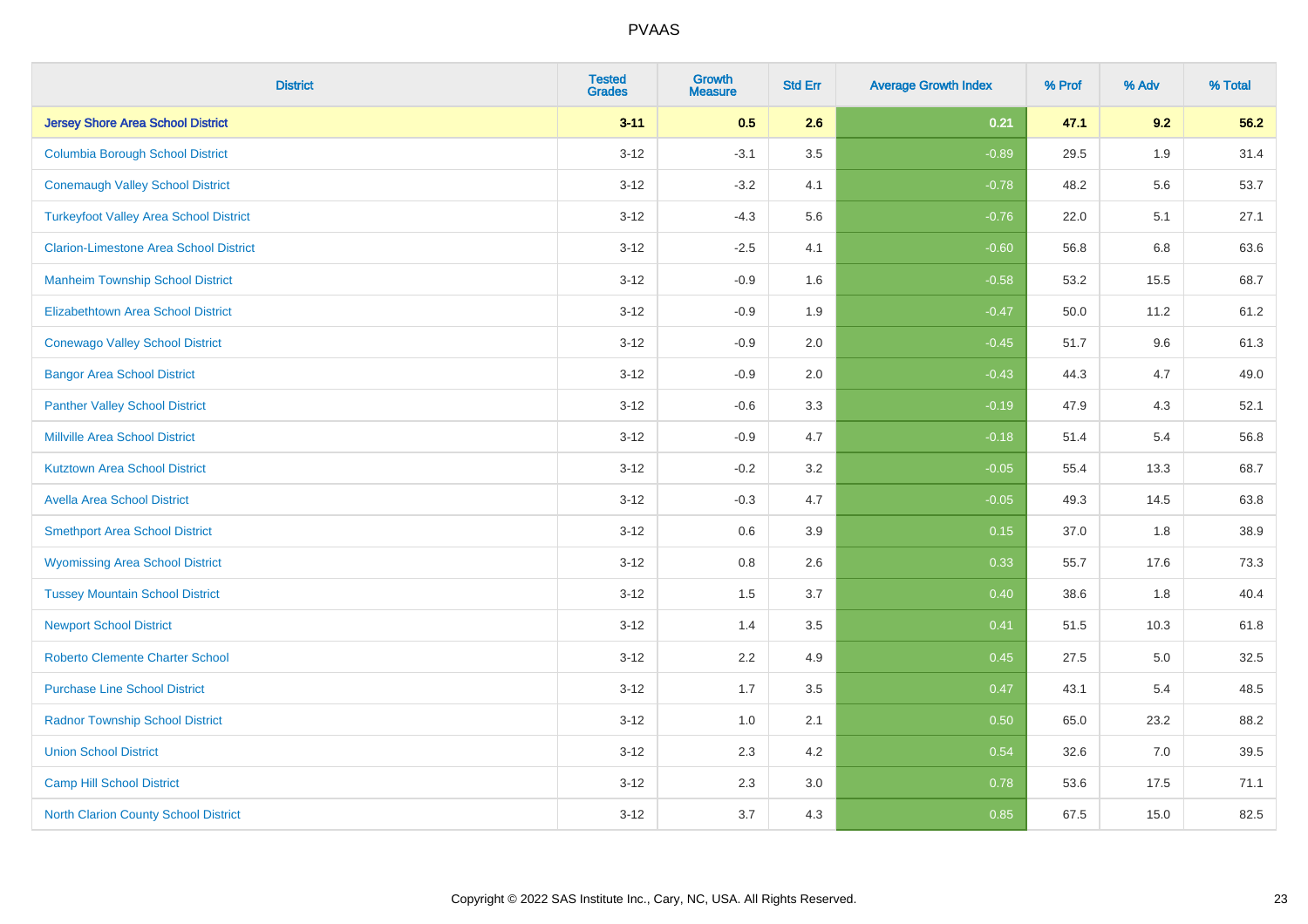# PVAAS

| District | Tested Grades | Growth Measure | Std Err | Average Growth Index | % Prof | % Adv | % Total |
|---|---|---|---|---|---|---|---|
| **Jersey Shore Area School District** | **3-11** | **0.5** | **2.6** | **0.21** | **47.1** | **9.2** | **56.2** |
| Columbia Borough School District | 3-12 | -3.1 | 3.5 | -0.89 | 29.5 | 1.9 | 31.4 |
| Conemaugh Valley School District | 3-12 | -3.2 | 4.1 | -0.78 | 48.2 | 5.6 | 53.7 |
| Turkeyfoot Valley Area School District | 3-12 | -4.3 | 5.6 | -0.76 | 22.0 | 5.1 | 27.1 |
| Clarion-Limestone Area School District | 3-12 | -2.5 | 4.1 | -0.60 | 56.8 | 6.8 | 63.6 |
| Manheim Township School District | 3-12 | -0.9 | 1.6 | -0.58 | 53.2 | 15.5 | 68.7 |
| Elizabethtown Area School District | 3-12 | -0.9 | 1.9 | -0.47 | 50.0 | 11.2 | 61.2 |
| Conewago Valley School District | 3-12 | -0.9 | 2.0 | -0.45 | 51.7 | 9.6 | 61.3 |
| Bangor Area School District | 3-12 | -0.9 | 2.0 | -0.43 | 44.3 | 4.7 | 49.0 |
| Panther Valley School District | 3-12 | -0.6 | 3.3 | -0.19 | 47.9 | 4.3 | 52.1 |
| Millville Area School District | 3-12 | -0.9 | 4.7 | -0.18 | 51.4 | 5.4 | 56.8 |
| Kutztown Area School District | 3-12 | -0.2 | 3.2 | -0.05 | 55.4 | 13.3 | 68.7 |
| Avella Area School District | 3-12 | -0.3 | 4.7 | -0.05 | 49.3 | 14.5 | 63.8 |
| Smethport Area School District | 3-12 | 0.6 | 3.9 | 0.15 | 37.0 | 1.8 | 38.9 |
| Wyomissing Area School District | 3-12 | 0.8 | 2.6 | 0.33 | 55.7 | 17.6 | 73.3 |
| Tussey Mountain School District | 3-12 | 1.5 | 3.7 | 0.40 | 38.6 | 1.8 | 40.4 |
| Newport School District | 3-12 | 1.4 | 3.5 | 0.41 | 51.5 | 10.3 | 61.8 |
| Roberto Clemente Charter School | 3-12 | 2.2 | 4.9 | 0.45 | 27.5 | 5.0 | 32.5 |
| Purchase Line School District | 3-12 | 1.7 | 3.5 | 0.47 | 43.1 | 5.4 | 48.5 |
| Radnor Township School District | 3-12 | 1.0 | 2.1 | 0.50 | 65.0 | 23.2 | 88.2 |
| Union School District | 3-12 | 2.3 | 4.2 | 0.54 | 32.6 | 7.0 | 39.5 |
| Camp Hill School District | 3-12 | 2.3 | 3.0 | 0.78 | 53.6 | 17.5 | 71.1 |
| North Clarion County School District | 3-12 | 3.7 | 4.3 | 0.85 | 67.5 | 15.0 | 82.5 |

Copyright © 2022 SAS Institute Inc., Cary, NC, USA. All Rights Reserved.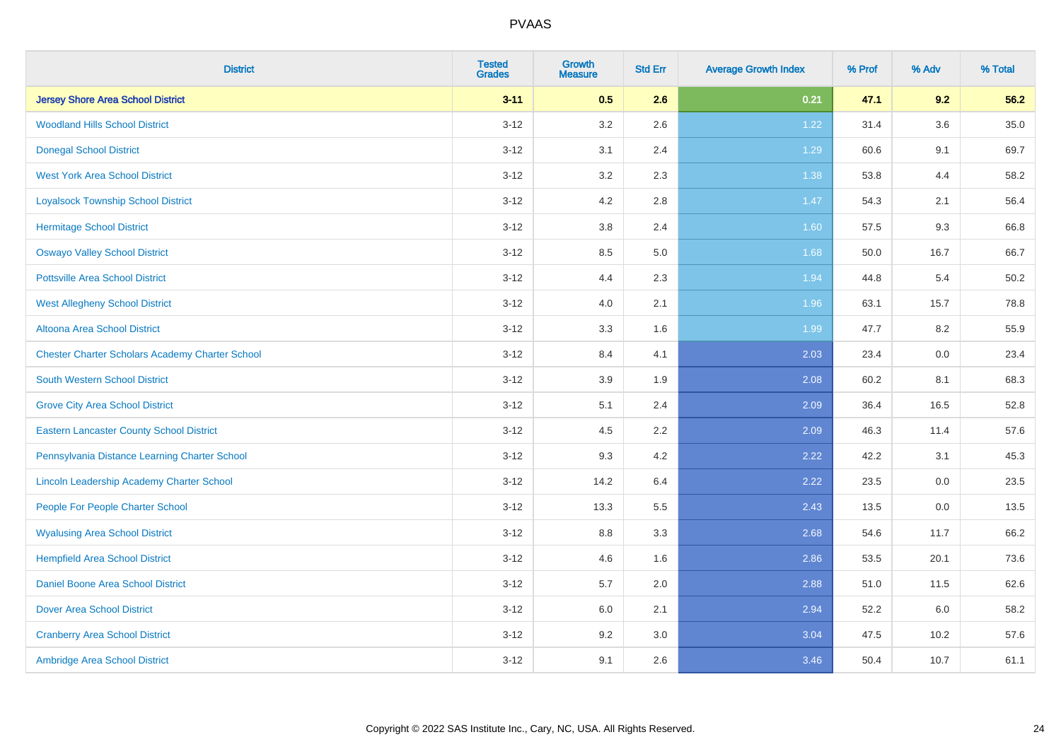| District | Tested Grades | Growth Measure | Std Err | Average Growth Index | % Prof | % Adv | % Total |
|---|---|---|---|---|---|---|---|
| **Jersey Shore Area School District** | **3-11** | **0.5** | **2.6** | **0.21** | **47.1** | **9.2** | **56.2** |
| Woodland Hills School District | 3-12 | 3.2 | 2.6 | 1.22 | 31.4 | 3.6 | 35.0 |
| Donegal School District | 3-12 | 3.1 | 2.4 | 1.29 | 60.6 | 9.1 | 69.7 |
| West York Area School District | 3-12 | 3.2 | 2.3 | 1.38 | 53.8 | 4.4 | 58.2 |
| Loyalsock Township School District | 3-12 | 4.2 | 2.8 | 1.47 | 54.3 | 2.1 | 56.4 |
| Hermitage School District | 3-12 | 3.8 | 2.4 | 1.60 | 57.5 | 9.3 | 66.8 |
| Oswayo Valley School District | 3-12 | 8.5 | 5.0 | 1.68 | 50.0 | 16.7 | 66.7 |
| Pottsville Area School District | 3-12 | 4.4 | 2.3 | 1.94 | 44.8 | 5.4 | 50.2 |
| West Allegheny School District | 3-12 | 4.0 | 2.1 | 1.96 | 63.1 | 15.7 | 78.8 |
| Altoona Area School District | 3-12 | 3.3 | 1.6 | 1.99 | 47.7 | 8.2 | 55.9 |
| Chester Charter Scholars Academy Charter School | 3-12 | 8.4 | 4.1 | 2.03 | 23.4 | 0.0 | 23.4 |
| South Western School District | 3-12 | 3.9 | 1.9 | 2.08 | 60.2 | 8.1 | 68.3 |
| Grove City Area School District | 3-12 | 5.1 | 2.4 | 2.09 | 36.4 | 16.5 | 52.8 |
| Eastern Lancaster County School District | 3-12 | 4.5 | 2.2 | 2.09 | 46.3 | 11.4 | 57.6 |
| Pennsylvania Distance Learning Charter School | 3-12 | 9.3 | 4.2 | 2.22 | 42.2 | 3.1 | 45.3 |
| Lincoln Leadership Academy Charter School | 3-12 | 14.2 | 6.4 | 2.22 | 23.5 | 0.0 | 23.5 |
| People For People Charter School | 3-12 | 13.3 | 5.5 | 2.43 | 13.5 | 0.0 | 13.5 |
| Wyalusing Area School District | 3-12 | 8.8 | 3.3 | 2.68 | 54.6 | 11.7 | 66.2 |
| Hempfield Area School District | 3-12 | 4.6 | 1.6 | 2.86 | 53.5 | 20.1 | 73.6 |
| Daniel Boone Area School District | 3-12 | 5.7 | 2.0 | 2.88 | 51.0 | 11.5 | 62.6 |
| Dover Area School District | 3-12 | 6.0 | 2.1 | 2.94 | 52.2 | 6.0 | 58.2 |
| Cranberry Area School District | 3-12 | 9.2 | 3.0 | 3.04 | 47.5 | 10.2 | 57.6 |
| Ambridge Area School District | 3-12 | 9.1 | 2.6 | 3.46 | 50.4 | 10.7 | 61.1 |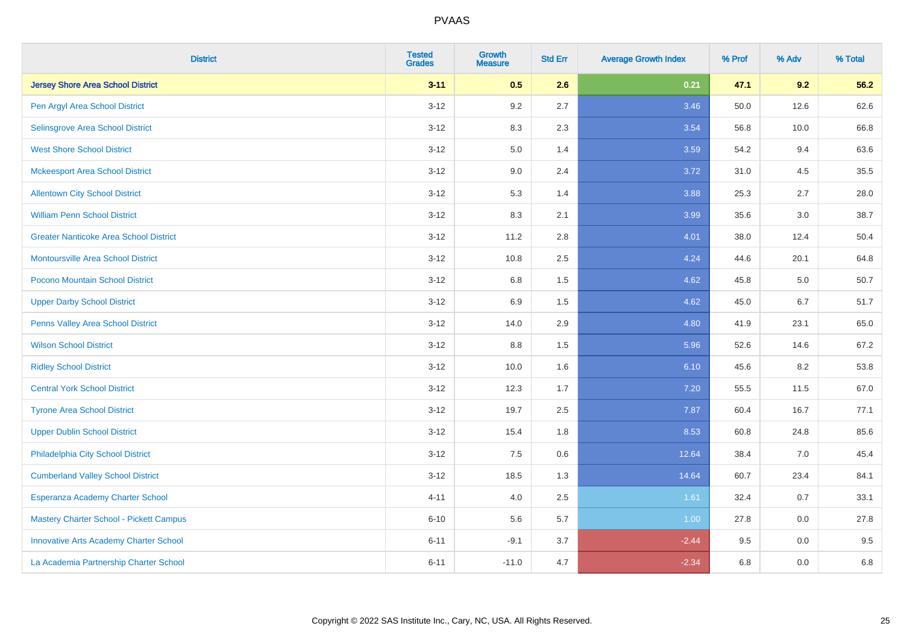| District | Tested Grades | Growth Measure | Std Err | Average Growth Index | % Prof | % Adv | % Total |
|---|---|---|---|---|---|---|---|
| **Jersey Shore Area School District** | **3-11** | **0.5** | **2.6** | **0.21** | **47.1** | **9.2** | **56.2** |
| Pen Argyl Area School District | 3-12 | 9.2 | 2.7 | 3.46 | 50.0 | 12.6 | 62.6 |
| Selinsgrove Area School District | 3-12 | 8.3 | 2.3 | 3.54 | 56.8 | 10.0 | 66.8 |
| West Shore School District | 3-12 | 5.0 | 1.4 | 3.59 | 54.2 | 9.4 | 63.6 |
| Mckeesport Area School District | 3-12 | 9.0 | 2.4 | 3.72 | 31.0 | 4.5 | 35.5 |
| Allentown City School District | 3-12 | 5.3 | 1.4 | 3.88 | 25.3 | 2.7 | 28.0 |
| William Penn School District | 3-12 | 8.3 | 2.1 | 3.99 | 35.6 | 3.0 | 38.7 |
| Greater Nanticoke Area School District | 3-12 | 11.2 | 2.8 | 4.01 | 38.0 | 12.4 | 50.4 |
| Montoursville Area School District | 3-12 | 10.8 | 2.5 | 4.24 | 44.6 | 20.1 | 64.8 |
| Pocono Mountain School District | 3-12 | 6.8 | 1.5 | 4.62 | 45.8 | 5.0 | 50.7 |
| Upper Darby School District | 3-12 | 6.9 | 1.5 | 4.62 | 45.0 | 6.7 | 51.7 |
| Penns Valley Area School District | 3-12 | 14.0 | 2.9 | 4.80 | 41.9 | 23.1 | 65.0 |
| Wilson School District | 3-12 | 8.8 | 1.5 | 5.96 | 52.6 | 14.6 | 67.2 |
| Ridley School District | 3-12 | 10.0 | 1.6 | 6.10 | 45.6 | 8.2 | 53.8 |
| Central York School District | 3-12 | 12.3 | 1.7 | 7.20 | 55.5 | 11.5 | 67.0 |
| Tyrone Area School District | 3-12 | 19.7 | 2.5 | 7.87 | 60.4 | 16.7 | 77.1 |
| Upper Dublin School District | 3-12 | 15.4 | 1.8 | 8.53 | 60.8 | 24.8 | 85.6 |
| Philadelphia City School District | 3-12 | 7.5 | 0.6 | 12.64 | 38.4 | 7.0 | 45.4 |
| Cumberland Valley School District | 3-12 | 18.5 | 1.3 | 14.64 | 60.7 | 23.4 | 84.1 |
| Esperanza Academy Charter School | 4-11 | 4.0 | 2.5 | 1.61 | 32.4 | 0.7 | 33.1 |
| Mastery Charter School - Pickett Campus | 6-10 | 5.6 | 5.7 | 1.00 | 27.8 | 0.0 | 27.8 |
| Innovative Arts Academy Charter School | 6-11 | -9.1 | 3.7 | -2.44 | 9.5 | 0.0 | 9.5 |
| La Academia Partnership Charter School | 6-11 | -11.0 | 4.7 | -2.34 | 6.8 | 0.0 | 6.8 |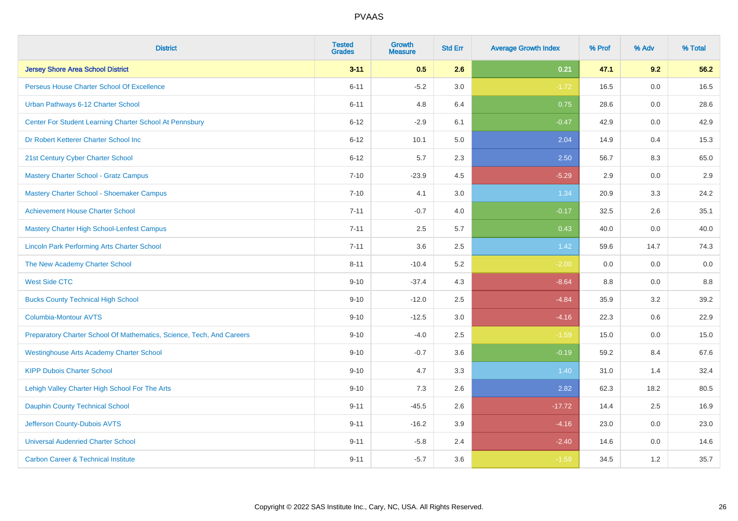# PVAAS

| District | Tested Grades | Growth Measure | Std Err | Average Growth Index | % Prof | % Adv | % Total |
|---|---|---|---|---|---|---|---|
| **Jersey Shore Area School District** | **3-11** | **0.5** | **2.6** | **0.21** | **47.1** | **9.2** | **56.2** |
| Perseus House Charter School Of Excellence | 6-11 | -5.2 | 3.0 | -1.72 | 16.5 | 0.0 | 16.5 |
| Urban Pathways 6-12 Charter School | 6-11 | 4.8 | 6.4 | 0.75 | 28.6 | 0.0 | 28.6 |
| Center For Student Learning Charter School At Pennsbury | 6-12 | -2.9 | 6.1 | -0.47 | 42.9 | 0.0 | 42.9 |
| Dr Robert Ketterer Charter School Inc | 6-12 | 10.1 | 5.0 | 2.04 | 14.9 | 0.4 | 15.3 |
| 21st Century Cyber Charter School | 6-12 | 5.7 | 2.3 | 2.50 | 56.7 | 8.3 | 65.0 |
| Mastery Charter School - Gratz Campus | 7-10 | -23.9 | 4.5 | -5.29 | 2.9 | 0.0 | 2.9 |
| Mastery Charter School - Shoemaker Campus | 7-10 | 4.1 | 3.0 | 1.34 | 20.9 | 3.3 | 24.2 |
| Achievement House Charter School | 7-11 | -0.7 | 4.0 | -0.17 | 32.5 | 2.6 | 35.1 |
| Mastery Charter High School-Lenfest Campus | 7-11 | 2.5 | 5.7 | 0.43 | 40.0 | 0.0 | 40.0 |
| Lincoln Park Performing Arts Charter School | 7-11 | 3.6 | 2.5 | 1.42 | 59.6 | 14.7 | 74.3 |
| The New Academy Charter School | 8-11 | -10.4 | 5.2 | -2.00 | 0.0 | 0.0 | 0.0 |
| West Side CTC | 9-10 | -37.4 | 4.3 | -8.64 | 8.8 | 0.0 | 8.8 |
| Bucks County Technical High School | 9-10 | -12.0 | 2.5 | -4.84 | 35.9 | 3.2 | 39.2 |
| Columbia-Montour AVTS | 9-10 | -12.5 | 3.0 | -4.16 | 22.3 | 0.6 | 22.9 |
| Preparatory Charter School Of Mathematics, Science, Tech, And Careers | 9-10 | -4.0 | 2.5 | -1.59 | 15.0 | 0.0 | 15.0 |
| Westinghouse Arts Academy Charter School | 9-10 | -0.7 | 3.6 | -0.19 | 59.2 | 8.4 | 67.6 |
| KIPP Dubois Charter School | 9-10 | 4.7 | 3.3 | 1.40 | 31.0 | 1.4 | 32.4 |
| Lehigh Valley Charter High School For The Arts | 9-10 | 7.3 | 2.6 | 2.82 | 62.3 | 18.2 | 80.5 |
| Dauphin County Technical School | 9-11 | -45.5 | 2.6 | -17.72 | 14.4 | 2.5 | 16.9 |
| Jefferson County-Dubois AVTS | 9-11 | -16.2 | 3.9 | -4.16 | 23.0 | 0.0 | 23.0 |
| Universal Audenried Charter School | 9-11 | -5.8 | 2.4 | -2.40 | 14.6 | 0.0 | 14.6 |
| Carbon Career & Technical Institute | 9-11 | -5.7 | 3.6 | -1.59 | 34.5 | 1.2 | 35.7 |

Copyright © 2022 SAS Institute Inc., Cary, NC, USA. All Rights Reserved.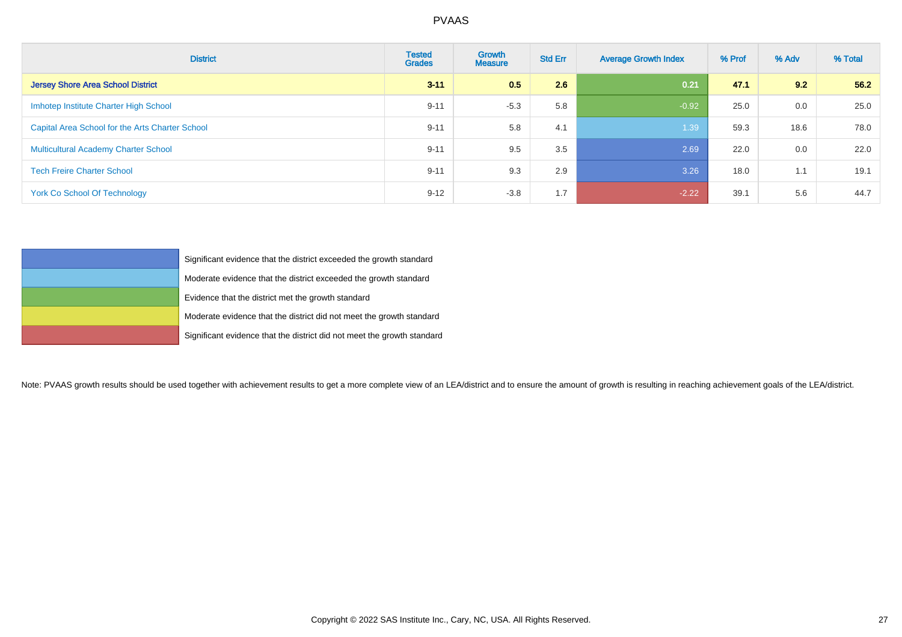PVAAS

| District | Tested Grades | Growth Measure | Std Err | Average Growth Index | % Prof | % Adv | % Total |
|---|---|---|---|---|---|---|---|
| **Jersey Shore Area School District** | **3-11** | **0.5** | **2.6** | **0.21** | **47.1** | **9.2** | **56.2** |
| Imhotep Institute Charter High School | 9-11 | -5.3 | 5.8 | -0.92 | 25.0 | 0.0 | 25.0 |
| Capital Area School for the Arts Charter School | 9-11 | 5.8 | 4.1 | 1.39 | 59.3 | 18.6 | 78.0 |
| Multicultural Academy Charter School | 9-11 | 9.5 | 3.5 | 2.69 | 22.0 | 0.0 | 22.0 |
| Tech Freire Charter School | 9-11 | 9.3 | 2.9 | 3.26 | 18.0 | 1.1 | 19.1 |
| York Co School Of Technology | 9-12 | -3.8 | 1.7 | -2.22 | 39.1 | 5.6 | 44.7 |

Significant evidence that the district exceeded the growth standard

Moderate evidence that the district exceeded the growth standard

Evidence that the district met the growth standard

Moderate evidence that the district did not meet the growth standard

Significant evidence that the district did not meet the growth standard

Note: PVAAS growth results should be used together with achievement results to get a more complete view of an LEA/district and to ensure the amount of growth is resulting in reaching achievement goals of the LEA/district.

Copyright © 2022 SAS Institute Inc., Cary, NC, USA. All Rights Reserved.